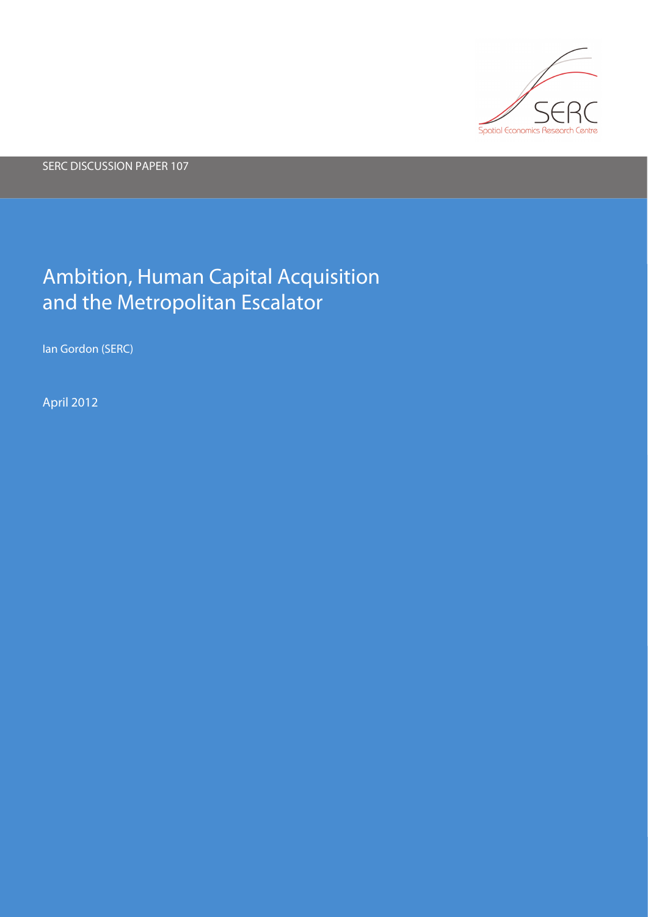SERC DISCUSSION PAPER 107

# Ambition, Human Capital Acquisition and the Metropolitan Escalator

Ian Gordon (SERC)

April 2012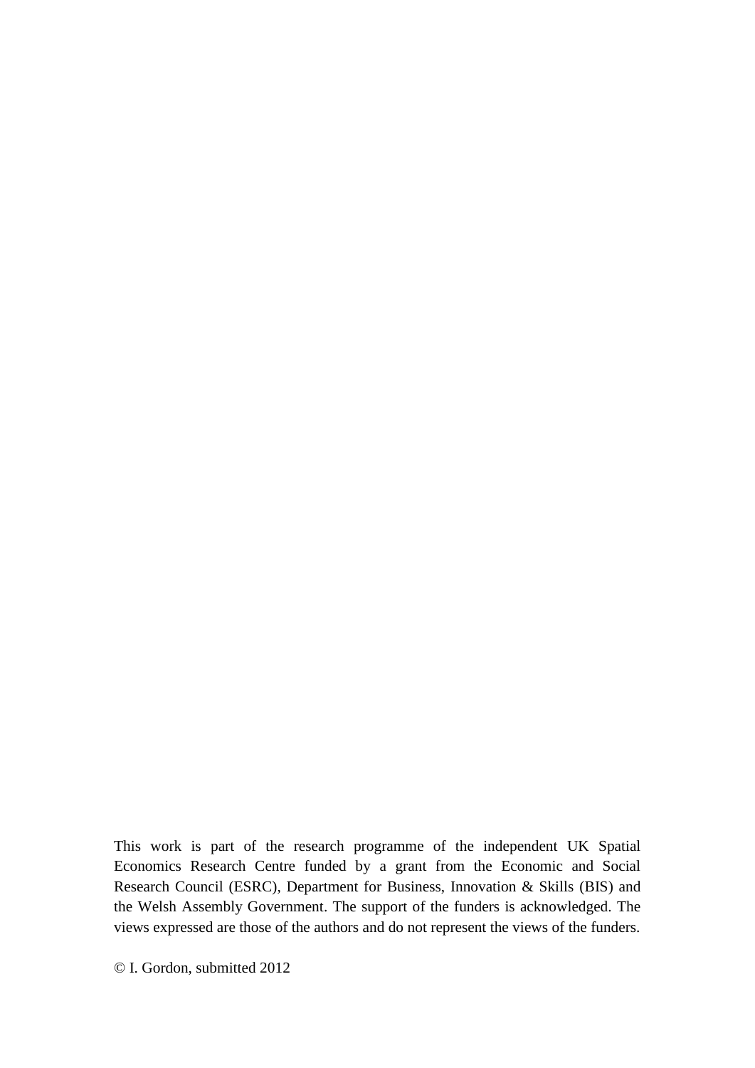This work is part of the research programme of the independent UK Spatial Economics Research Centre funded by a grant from the Economic and Social Research Council (ESRC), Department for Business, Innovation & Skills (BIS) and the Welsh Assembly Government. The support of the funders is acknowledged. The views expressed are those of the authors and do not represent the views of the funders.

© I. Gordon, submitted 2012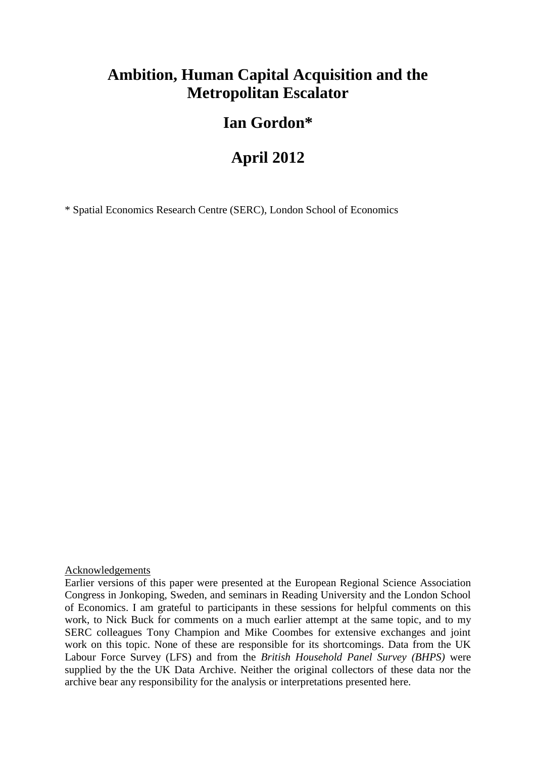# Ambition, Human Capital Acquisition and the Metropolitan Escalator

## Ian Gordon*

## April 2012

* Spatial Economics Research Centre (SERC), London School of Economics

Acknowledgements

Earlier versions of this paper were presented at the European Regional Science Association Congress in Jonkoping, Sweden, and seminars in Reading University and the London School of Economics. I am grateful to participants in these sessions for helpful comments on this work, to Nick Buck for comments on a much earlier attempt at the same topic, and to my SERC colleagues Tony Champion and Mike Coombes for extensive exchanges and joint work on this topic. None of these are responsible for its shortcomings. Data from the UK Labour Force Survey (LFS) and from the *British Household Panel Survey (BHPS)* were supplied by the the UK Data Archive. Neither the original collectors of these data nor the archive bear any responsibility for the analysis or interpretations presented here.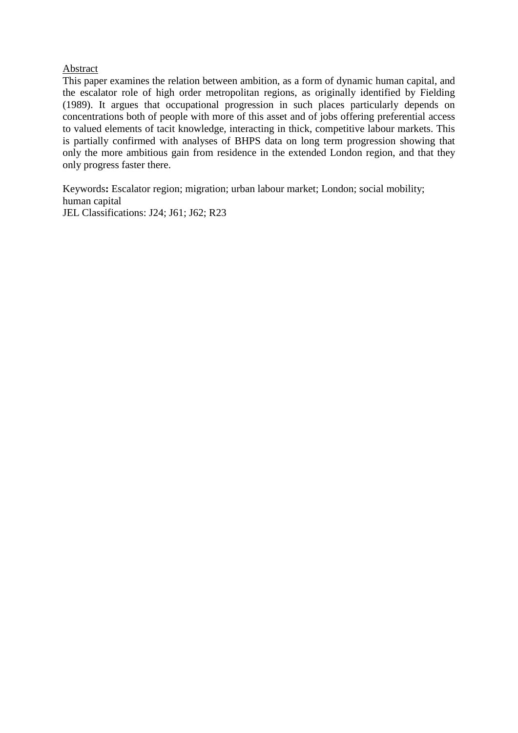<u>Abstract</u>

This paper examines the relation between ambition, as a form of dynamic human capital, and the escalator role of high order metropolitan regions, as originally identified by Fielding (1989). It argues that occupational progression in such places particularly depends on concentrations both of people with more of this asset and of jobs offering preferential access to valued elements of tacit knowledge, interacting in thick, competitive labour markets. This is partially confirmed with analyses of BHPS data on long term progression showing that only the more ambitious gain from residence in the extended London region, and that they only progress faster there.

Keywords**:** Escalator region; migration; urban labour market; London; social mobility; human capital

JEL Classifications: J24; J61; J62; R23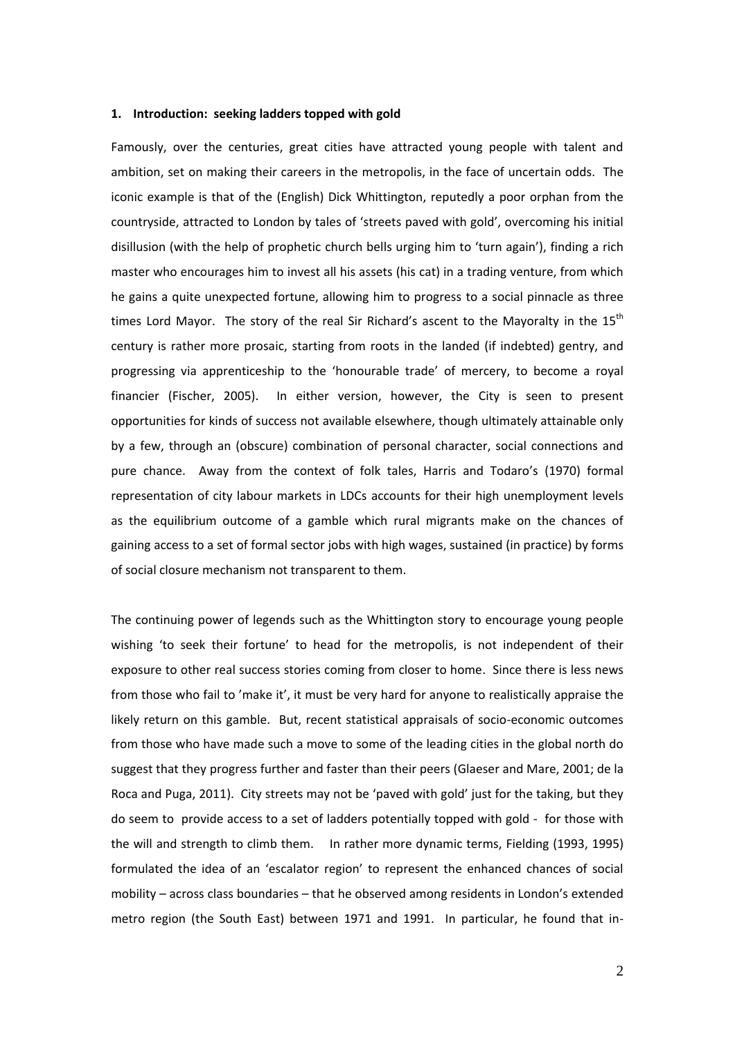## 1. Introduction: seeking ladders topped with gold

Famously, over the centuries, great cities have attracted young people with talent and ambition, set on making their careers in the metropolis, in the face of uncertain odds. The iconic example is that of the (English) Dick Whittington, reputedly a poor orphan from the countryside, attracted to London by tales of 'streets paved with gold', overcoming his initial disillusion (with the help of prophetic church bells urging him to 'turn again'), finding a rich master who encourages him to invest all his assets (his cat) in a trading venture, from which he gains a quite unexpected fortune, allowing him to progress to a social pinnacle as three times Lord Mayor. The story of the real Sir Richard's ascent to the Mayoralty in the 15th century is rather more prosaic, starting from roots in the landed (if indebted) gentry, and progressing via apprenticeship to the 'honourable trade' of mercery, to become a royal financier (Fischer, 2005). In either version, however, the City is seen to present opportunities for kinds of success not available elsewhere, though ultimately attainable only by a few, through an (obscure) combination of personal character, social connections and pure chance. Away from the context of folk tales, Harris and Todaro's (1970) formal representation of city labour markets in LDCs accounts for their high unemployment levels as the equilibrium outcome of a gamble which rural migrants make on the chances of gaining access to a set of formal sector jobs with high wages, sustained (in practice) by forms of social closure mechanism not transparent to them.

The continuing power of legends such as the Whittington story to encourage young people wishing 'to seek their fortune' to head for the metropolis, is not independent of their exposure to other real success stories coming from closer to home. Since there is less news from those who fail to 'make it', it must be very hard for anyone to realistically appraise the likely return on this gamble. But, recent statistical appraisals of socio-economic outcomes from those who have made such a move to some of the leading cities in the global north do suggest that they progress further and faster than their peers (Glaeser and Mare, 2001; de la Roca and Puga, 2011). City streets may not be 'paved with gold' just for the taking, but they do seem to provide access to a set of ladders potentially topped with gold - for those with the will and strength to climb them. In rather more dynamic terms, Fielding (1993, 1995) formulated the idea of an 'escalator region' to represent the enhanced chances of social mobility – across class boundaries – that he observed among residents in London's extended metro region (the South East) between 1971 and 1991. In particular, he found that in-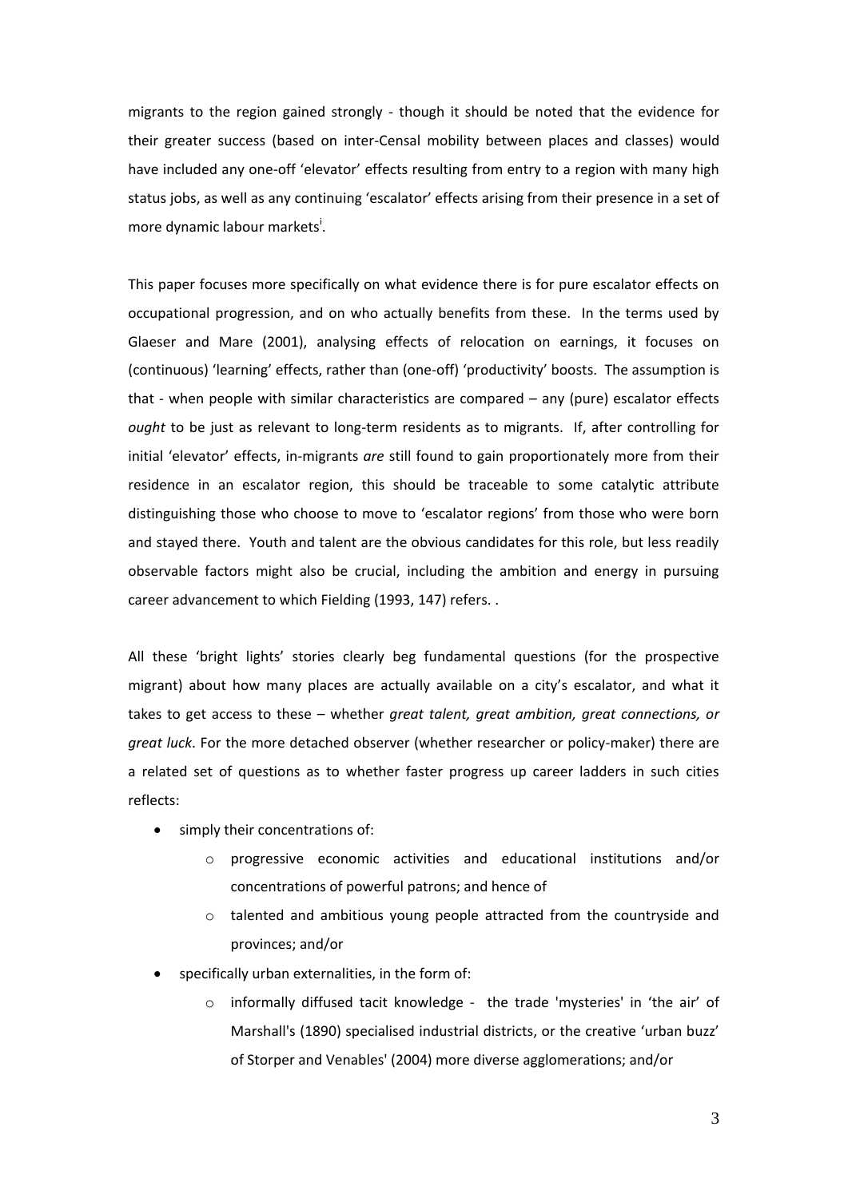migrants to the region gained strongly - though it should be noted that the evidence for their greater success (based on inter-Censal mobility between places and classes) would have included any one-off 'elevator' effects resulting from entry to a region with many high status jobs, as well as any continuing 'escalator' effects arising from their presence in a set of more dynamic labour markets[i].

This paper focuses more specifically on what evidence there is for pure escalator effects on occupational progression, and on who actually benefits from these. In the terms used by Glaeser and Mare (2001), analysing effects of relocation on earnings, it focuses on (continuous) 'learning' effects, rather than (one-off) 'productivity' boosts. The assumption is that - when people with similar characteristics are compared – any (pure) escalator effects *ought* to be just as relevant to long-term residents as to migrants. If, after controlling for initial 'elevator' effects, in-migrants *are* still found to gain proportionately more from their residence in an escalator region, this should be traceable to some catalytic attribute distinguishing those who choose to move to 'escalator regions' from those who were born and stayed there. Youth and talent are the obvious candidates for this role, but less readily observable factors might also be crucial, including the ambition and energy in pursuing career advancement to which Fielding (1993, 147) refers. .

All these 'bright lights' stories clearly beg fundamental questions (for the prospective migrant) about how many places are actually available on a city's escalator, and what it takes to get access to these – whether *great talent, great ambition, great connections, or great luck*. For the more detached observer (whether researcher or policy-maker) there are a related set of questions as to whether faster progress up career ladders in such cities reflects:

- simply their concentrations of:
  - progressive economic activities and educational institutions and/or concentrations of powerful patrons; and hence of
  - talented and ambitious young people attracted from the countryside and provinces; and/or
- specifically urban externalities, in the form of:
  - informally diffused tacit knowledge - the trade 'mysteries' in 'the air' of Marshall's (1890) specialised industrial districts, or the creative 'urban buzz' of Storper and Venables' (2004) more diverse agglomerations; and/or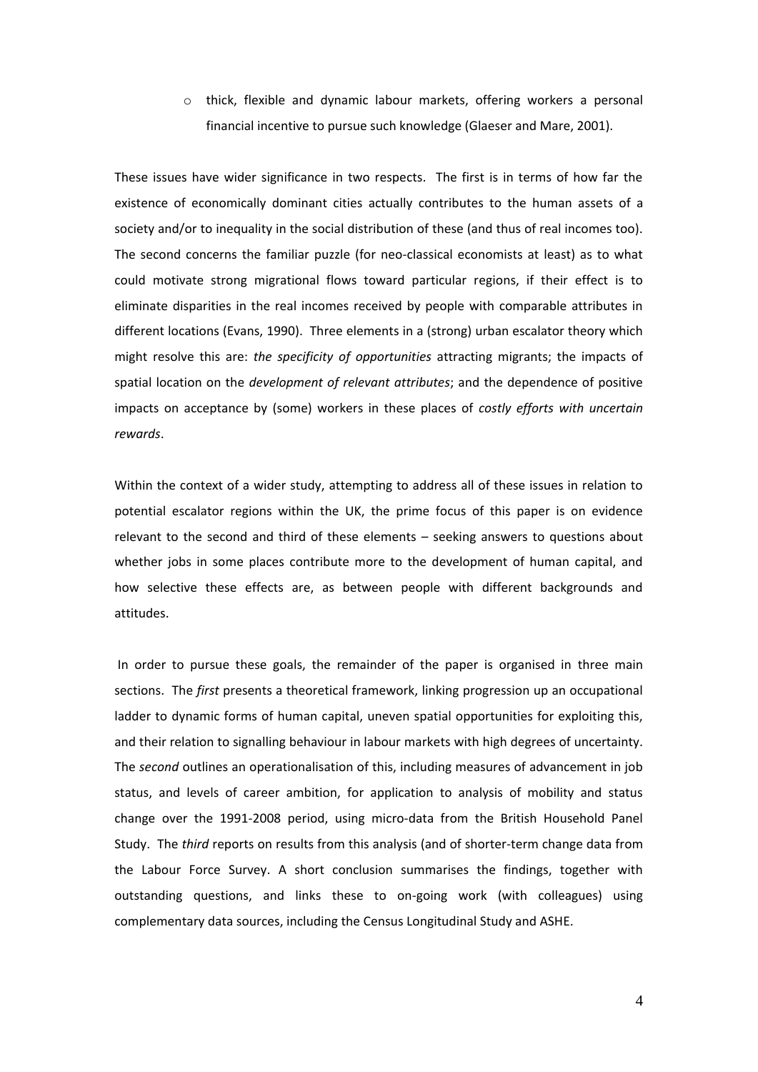- thick, flexible and dynamic labour markets, offering workers a personal financial incentive to pursue such knowledge (Glaeser and Mare, 2001).

These issues have wider significance in two respects. The first is in terms of how far the existence of economically dominant cities actually contributes to the human assets of a society and/or to inequality in the social distribution of these (and thus of real incomes too). The second concerns the familiar puzzle (for neo-classical economists at least) as to what could motivate strong migrational flows toward particular regions, if their effect is to eliminate disparities in the real incomes received by people with comparable attributes in different locations (Evans, 1990). Three elements in a (strong) urban escalator theory which might resolve this are: *the specificity of opportunities* attracting migrants; the impacts of spatial location on the *development of relevant attributes*; and the dependence of positive impacts on acceptance by (some) workers in these places of *costly efforts with uncertain rewards*.

Within the context of a wider study, attempting to address all of these issues in relation to potential escalator regions within the UK, the prime focus of this paper is on evidence relevant to the second and third of these elements – seeking answers to questions about whether jobs in some places contribute more to the development of human capital, and how selective these effects are, as between people with different backgrounds and attitudes.

In order to pursue these goals, the remainder of the paper is organised in three main sections. The *first* presents a theoretical framework, linking progression up an occupational ladder to dynamic forms of human capital, uneven spatial opportunities for exploiting this, and their relation to signalling behaviour in labour markets with high degrees of uncertainty. The *second* outlines an operationalisation of this, including measures of advancement in job status, and levels of career ambition, for application to analysis of mobility and status change over the 1991-2008 period, using micro-data from the British Household Panel Study. The *third* reports on results from this analysis (and of shorter-term change data from the Labour Force Survey. A short conclusion summarises the findings, together with outstanding questions, and links these to on-going work (with colleagues) using complementary data sources, including the Census Longitudinal Study and ASHE.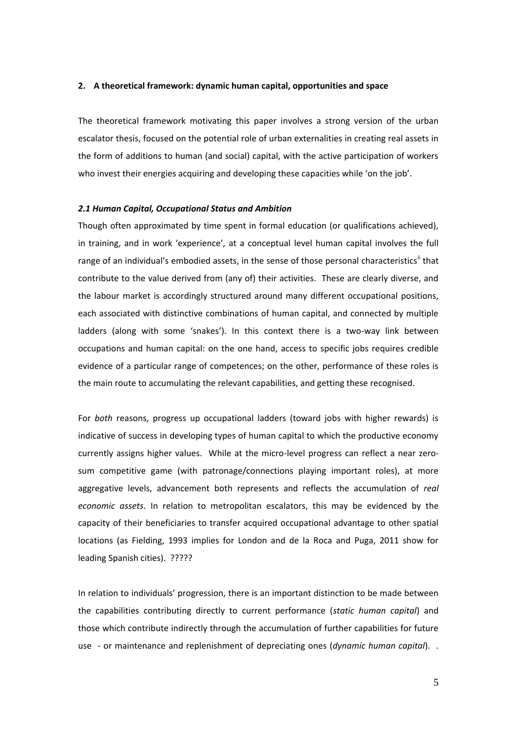## 2. A theoretical framework: dynamic human capital, opportunities and space

The theoretical framework motivating this paper involves a strong version of the urban escalator thesis, focused on the potential role of urban externalities in creating real assets in the form of additions to human (and social) capital, with the active participation of workers who invest their energies acquiring and developing these capacities while 'on the job'.

### *2.1 Human Capital, Occupational Status and Ambition*

Though often approximated by time spent in formal education (or qualifications achieved), in training, and in work 'experience', at a conceptual level human capital involves the full range of an individual's embodied assets, in the sense of those personal characteristics[ii] that contribute to the value derived from (any of) their activities. These are clearly diverse, and the labour market is accordingly structured around many different occupational positions, each associated with distinctive combinations of human capital, and connected by multiple ladders (along with some 'snakes'). In this context there is a two-way link between occupations and human capital: on the one hand, access to specific jobs requires credible evidence of a particular range of competences; on the other, performance of these roles is the main route to accumulating the relevant capabilities, and getting these recognised.

For *both* reasons, progress up occupational ladders (toward jobs with higher rewards) is indicative of success in developing types of human capital to which the productive economy currently assigns higher values. While at the micro-level progress can reflect a near zero-sum competitive game (with patronage/connections playing important roles), at more aggregative levels, advancement both represents and reflects the accumulation of *real economic assets*. In relation to metropolitan escalators, this may be evidenced by the capacity of their beneficiaries to transfer acquired occupational advantage to other spatial locations (as Fielding, 1993 implies for London and de la Roca and Puga, 2011 show for leading Spanish cities). ?????

In relation to individuals' progression, there is an important distinction to be made between the capabilities contributing directly to current performance (*static human capital*) and those which contribute indirectly through the accumulation of further capabilities for future use - or maintenance and replenishment of depreciating ones (*dynamic human capital*). .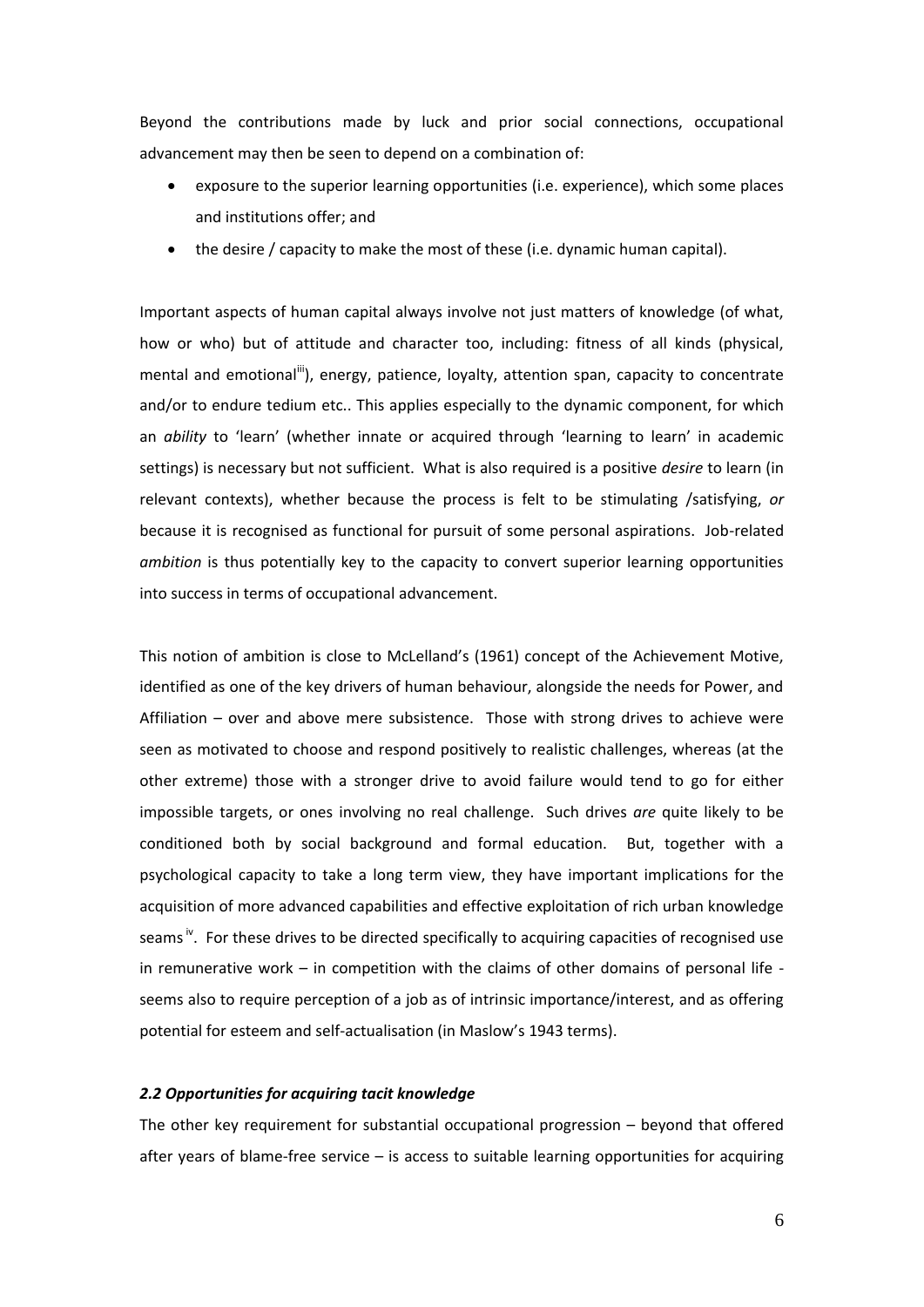Beyond the contributions made by luck and prior social connections, occupational advancement may then be seen to depend on a combination of:

- exposure to the superior learning opportunities (i.e. experience), which some places and institutions offer; and
- the desire / capacity to make the most of these (i.e. dynamic human capital).

Important aspects of human capital always involve not just matters of knowledge (of what, how or who) but of attitude and character too, including: fitness of all kinds (physical, mental and emotional[iii]), energy, patience, loyalty, attention span, capacity to concentrate and/or to endure tedium etc.. This applies especially to the dynamic component, for which an *ability* to 'learn' (whether innate or acquired through 'learning to learn' in academic settings) is necessary but not sufficient. What is also required is a positive *desire* to learn (in relevant contexts), whether because the process is felt to be stimulating /satisfying, *or* because it is recognised as functional for pursuit of some personal aspirations. Job-related *ambition* is thus potentially key to the capacity to convert superior learning opportunities into success in terms of occupational advancement.

This notion of ambition is close to McLelland's (1961) concept of the Achievement Motive, identified as one of the key drivers of human behaviour, alongside the needs for Power, and Affiliation – over and above mere subsistence. Those with strong drives to achieve were seen as motivated to choose and respond positively to realistic challenges, whereas (at the other extreme) those with a stronger drive to avoid failure would tend to go for either impossible targets, or ones involving no real challenge. Such drives *are* quite likely to be conditioned both by social background and formal education. But, together with a psychological capacity to take a long term view, they have important implications for the acquisition of more advanced capabilities and effective exploitation of rich urban knowledge seams[iv]. For these drives to be directed specifically to acquiring capacities of recognised use in remunerative work – in competition with the claims of other domains of personal life - seems also to require perception of a job as of intrinsic importance/interest, and as offering potential for esteem and self-actualisation (in Maslow's 1943 terms).

### *2.2 Opportunities for acquiring tacit knowledge*

The other key requirement for substantial occupational progression – beyond that offered after years of blame-free service – is access to suitable learning opportunities for acquiring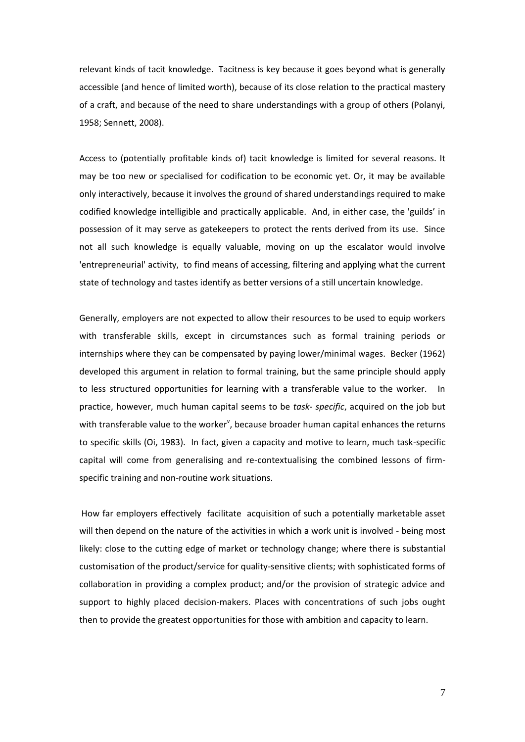relevant kinds of tacit knowledge. Tacitness is key because it goes beyond what is generally accessible (and hence of limited worth), because of its close relation to the practical mastery of a craft, and because of the need to share understandings with a group of others (Polanyi, 1958; Sennett, 2008).

Access to (potentially profitable kinds of) tacit knowledge is limited for several reasons. It may be too new or specialised for codification to be economic yet. Or, it may be available only interactively, because it involves the ground of shared understandings required to make codified knowledge intelligible and practically applicable. And, in either case, the 'guilds' in possession of it may serve as gatekeepers to protect the rents derived from its use. Since not all such knowledge is equally valuable, moving on up the escalator would involve 'entrepreneurial' activity, to find means of accessing, filtering and applying what the current state of technology and tastes identify as better versions of a still uncertain knowledge.

Generally, employers are not expected to allow their resources to be used to equip workers with transferable skills, except in circumstances such as formal training periods or internships where they can be compensated by paying lower/minimal wages. Becker (1962) developed this argument in relation to formal training, but the same principle should apply to less structured opportunities for learning with a transferable value to the worker. In practice, however, much human capital seems to be *task- specific*, acquired on the job but with transferable value to the worker[v], because broader human capital enhances the returns to specific skills (Oi, 1983). In fact, given a capacity and motive to learn, much task-specific capital will come from generalising and re-contextualising the combined lessons of firm-specific training and non-routine work situations.

How far employers effectively facilitate acquisition of such a potentially marketable asset will then depend on the nature of the activities in which a work unit is involved - being most likely: close to the cutting edge of market or technology change; where there is substantial customisation of the product/service for quality-sensitive clients; with sophisticated forms of collaboration in providing a complex product; and/or the provision of strategic advice and support to highly placed decision-makers. Places with concentrations of such jobs ought then to provide the greatest opportunities for those with ambition and capacity to learn.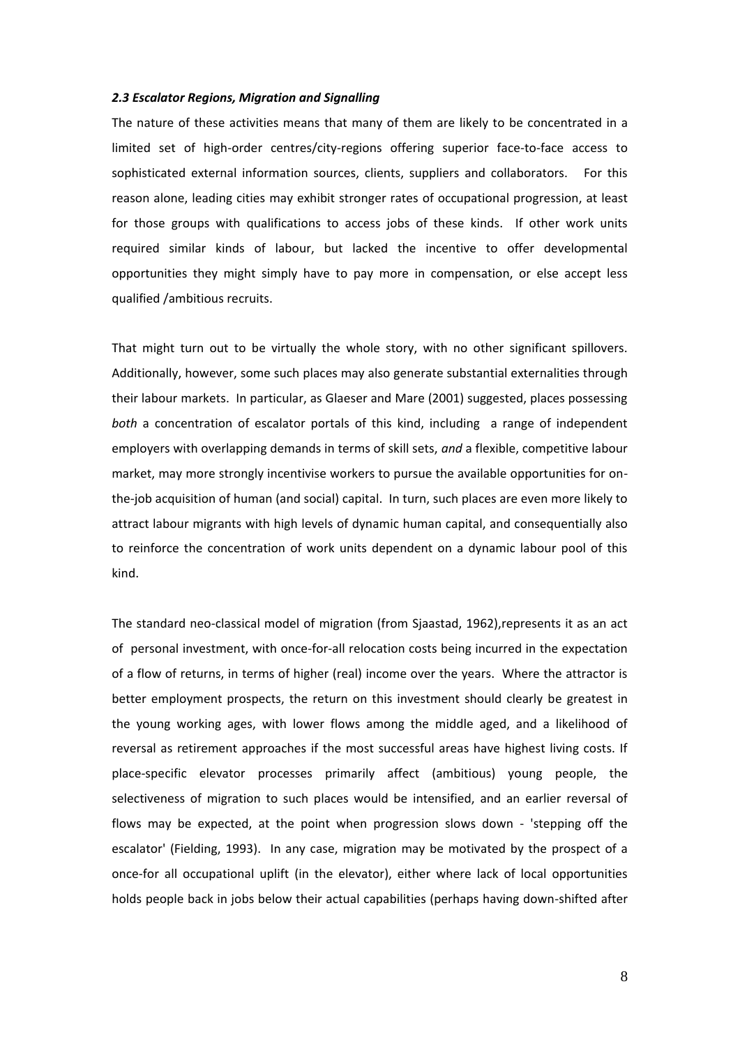### *2.3 Escalator Regions, Migration and Signalling*

The nature of these activities means that many of them are likely to be concentrated in a limited set of high-order centres/city-regions offering superior face-to-face access to sophisticated external information sources, clients, suppliers and collaborators. For this reason alone, leading cities may exhibit stronger rates of occupational progression, at least for those groups with qualifications to access jobs of these kinds. If other work units required similar kinds of labour, but lacked the incentive to offer developmental opportunities they might simply have to pay more in compensation, or else accept less qualified /ambitious recruits.

That might turn out to be virtually the whole story, with no other significant spillovers. Additionally, however, some such places may also generate substantial externalities through their labour markets. In particular, as Glaeser and Mare (2001) suggested, places possessing *both* a concentration of escalator portals of this kind, including a range of independent employers with overlapping demands in terms of skill sets, *and* a flexible, competitive labour market, may more strongly incentivise workers to pursue the available opportunities for on-the-job acquisition of human (and social) capital. In turn, such places are even more likely to attract labour migrants with high levels of dynamic human capital, and consequentially also to reinforce the concentration of work units dependent on a dynamic labour pool of this kind.

The standard neo-classical model of migration (from Sjaastad, 1962),represents it as an act of personal investment, with once-for-all relocation costs being incurred in the expectation of a flow of returns, in terms of higher (real) income over the years. Where the attractor is better employment prospects, the return on this investment should clearly be greatest in the young working ages, with lower flows among the middle aged, and a likelihood of reversal as retirement approaches if the most successful areas have highest living costs. If place-specific elevator processes primarily affect (ambitious) young people, the selectiveness of migration to such places would be intensified, and an earlier reversal of flows may be expected, at the point when progression slows down - 'stepping off the escalator' (Fielding, 1993). In any case, migration may be motivated by the prospect of a once-for all occupational uplift (in the elevator), either where lack of local opportunities holds people back in jobs below their actual capabilities (perhaps having down-shifted after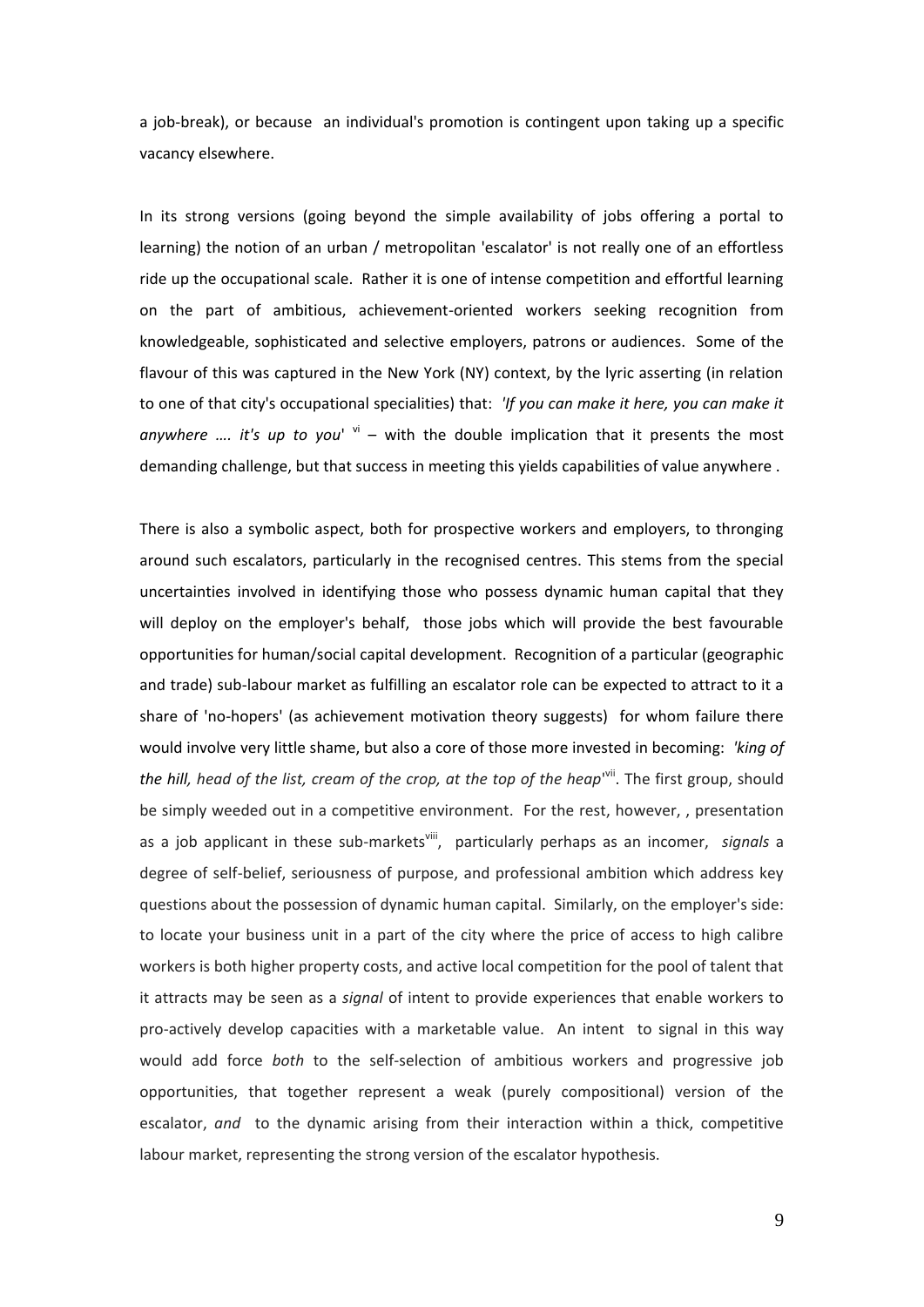a job-break), or because an individual's promotion is contingent upon taking up a specific vacancy elsewhere.

In its strong versions (going beyond the simple availability of jobs offering a portal to learning) the notion of an urban / metropolitan 'escalator' is not really one of an effortless ride up the occupational scale. Rather it is one of intense competition and effortful learning on the part of ambitious, achievement-oriented workers seeking recognition from knowledgeable, sophisticated and selective employers, patrons or audiences. Some of the flavour of this was captured in the New York (NY) context, by the lyric asserting (in relation to one of that city's occupational specialities) that: *'If you can make it here, you can make it anywhere …. it's up to you'* [vi] – with the double implication that it presents the most demanding challenge, but that success in meeting this yields capabilities of value anywhere .

There is also a symbolic aspect, both for prospective workers and employers, to thronging around such escalators, particularly in the recognised centres. This stems from the special uncertainties involved in identifying those who possess dynamic human capital that they will deploy on the employer's behalf, those jobs which will provide the best favourable opportunities for human/social capital development. Recognition of a particular (geographic and trade) sub-labour market as fulfilling an escalator role can be expected to attract to it a share of 'no-hopers' (as achievement motivation theory suggests) for whom failure there would involve very little shame, but also a core of those more invested in becoming: *'king of the hill, head of the list, cream of the crop, at the top of the heap'*[vii]. The first group, should be simply weeded out in a competitive environment. For the rest, however, , presentation as a job applicant in these sub-markets[viii], particularly perhaps as an incomer, *signals* a degree of self-belief, seriousness of purpose, and professional ambition which address key questions about the possession of dynamic human capital. Similarly, on the employer's side: to locate your business unit in a part of the city where the price of access to high calibre workers is both higher property costs, and active local competition for the pool of talent that it attracts may be seen as a *signal* of intent to provide experiences that enable workers to pro-actively develop capacities with a marketable value. An intent to signal in this way would add force *both* to the self-selection of ambitious workers and progressive job opportunities, that together represent a weak (purely compositional) version of the escalator, *and* to the dynamic arising from their interaction within a thick, competitive labour market, representing the strong version of the escalator hypothesis.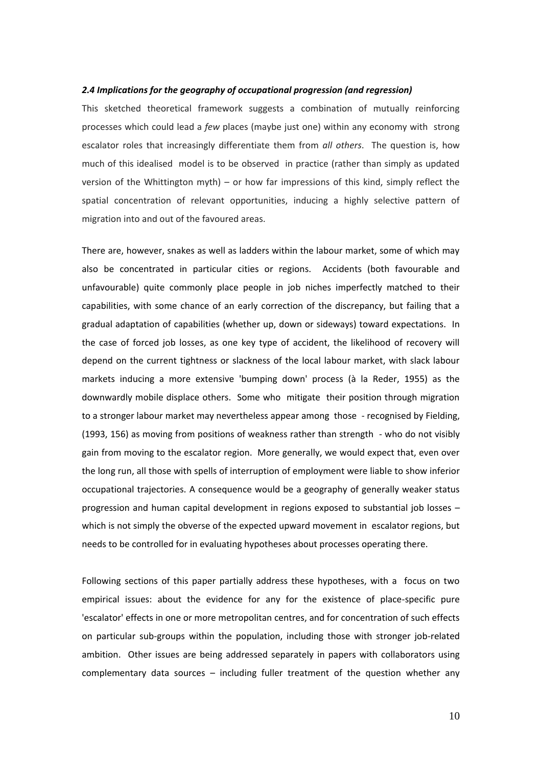### *2.4 Implications for the geography of occupational progression (and regression)*

This sketched theoretical framework suggests a combination of mutually reinforcing processes which could lead a *few* places (maybe just one) within any economy with strong escalator roles that increasingly differentiate them from *all others*. The question is, how much of this idealised model is to be observed in practice (rather than simply as updated version of the Whittington myth) – or how far impressions of this kind, simply reflect the spatial concentration of relevant opportunities, inducing a highly selective pattern of migration into and out of the favoured areas.

There are, however, snakes as well as ladders within the labour market, some of which may also be concentrated in particular cities or regions. Accidents (both favourable and unfavourable) quite commonly place people in job niches imperfectly matched to their capabilities, with some chance of an early correction of the discrepancy, but failing that a gradual adaptation of capabilities (whether up, down or sideways) toward expectations. In the case of forced job losses, as one key type of accident, the likelihood of recovery will depend on the current tightness or slackness of the local labour market, with slack labour markets inducing a more extensive 'bumping down' process (à la Reder, 1955) as the downwardly mobile displace others. Some who mitigate their position through migration to a stronger labour market may nevertheless appear among those - recognised by Fielding, (1993, 156) as moving from positions of weakness rather than strength - who do not visibly gain from moving to the escalator region. More generally, we would expect that, even over the long run, all those with spells of interruption of employment were liable to show inferior occupational trajectories. A consequence would be a geography of generally weaker status progression and human capital development in regions exposed to substantial job losses – which is not simply the obverse of the expected upward movement in escalator regions, but needs to be controlled for in evaluating hypotheses about processes operating there.

Following sections of this paper partially address these hypotheses, with a focus on two empirical issues: about the evidence for any for the existence of place-specific pure 'escalator' effects in one or more metropolitan centres, and for concentration of such effects on particular sub-groups within the population, including those with stronger job-related ambition. Other issues are being addressed separately in papers with collaborators using complementary data sources – including fuller treatment of the question whether any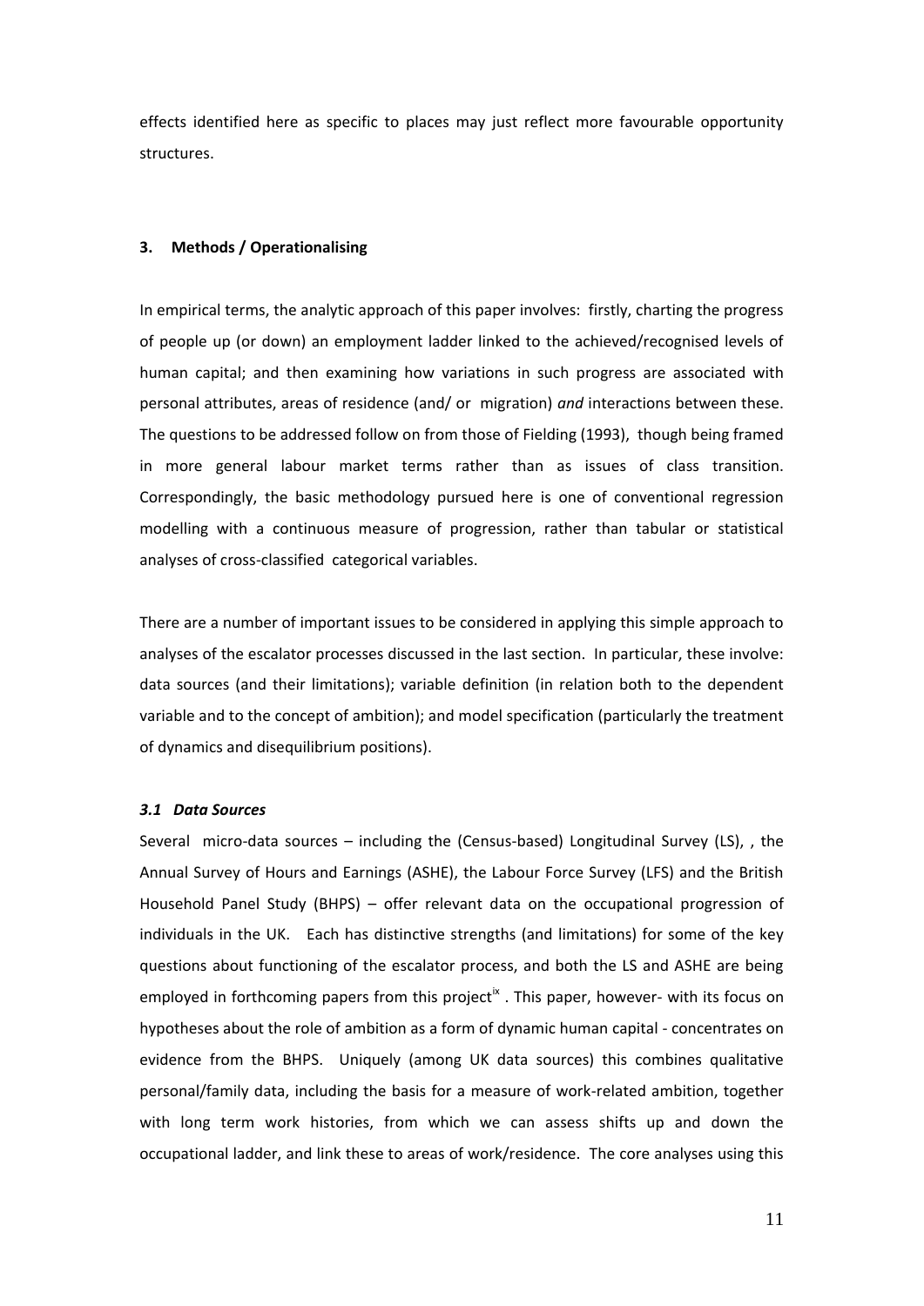effects identified here as specific to places may just reflect more favourable opportunity structures.

### 3. Methods / Operationalising

In empirical terms, the analytic approach of this paper involves: firstly, charting the progress of people up (or down) an employment ladder linked to the achieved/recognised levels of human capital; and then examining how variations in such progress are associated with personal attributes, areas of residence (and/ or migration) *and* interactions between these. The questions to be addressed follow on from those of Fielding (1993), though being framed in more general labour market terms rather than as issues of class transition. Correspondingly, the basic methodology pursued here is one of conventional regression modelling with a continuous measure of progression, rather than tabular or statistical analyses of cross-classified categorical variables.

There are a number of important issues to be considered in applying this simple approach to analyses of the escalator processes discussed in the last section. In particular, these involve: data sources (and their limitations); variable definition (in relation both to the dependent variable and to the concept of ambition); and model specification (particularly the treatment of dynamics and disequilibrium positions).

#### *3.1 Data Sources*

Several micro-data sources – including the (Census-based) Longitudinal Survey (LS), , the Annual Survey of Hours and Earnings (ASHE), the Labour Force Survey (LFS) and the British Household Panel Study (BHPS) – offer relevant data on the occupational progression of individuals in the UK. Each has distinctive strengths (and limitations) for some of the key questions about functioning of the escalator process, and both the LS and ASHE are being employed in forthcoming papers from this project[ix] . This paper, however- with its focus on hypotheses about the role of ambition as a form of dynamic human capital - concentrates on evidence from the BHPS. Uniquely (among UK data sources) this combines qualitative personal/family data, including the basis for a measure of work-related ambition, together with long term work histories, from which we can assess shifts up and down the occupational ladder, and link these to areas of work/residence. The core analyses using this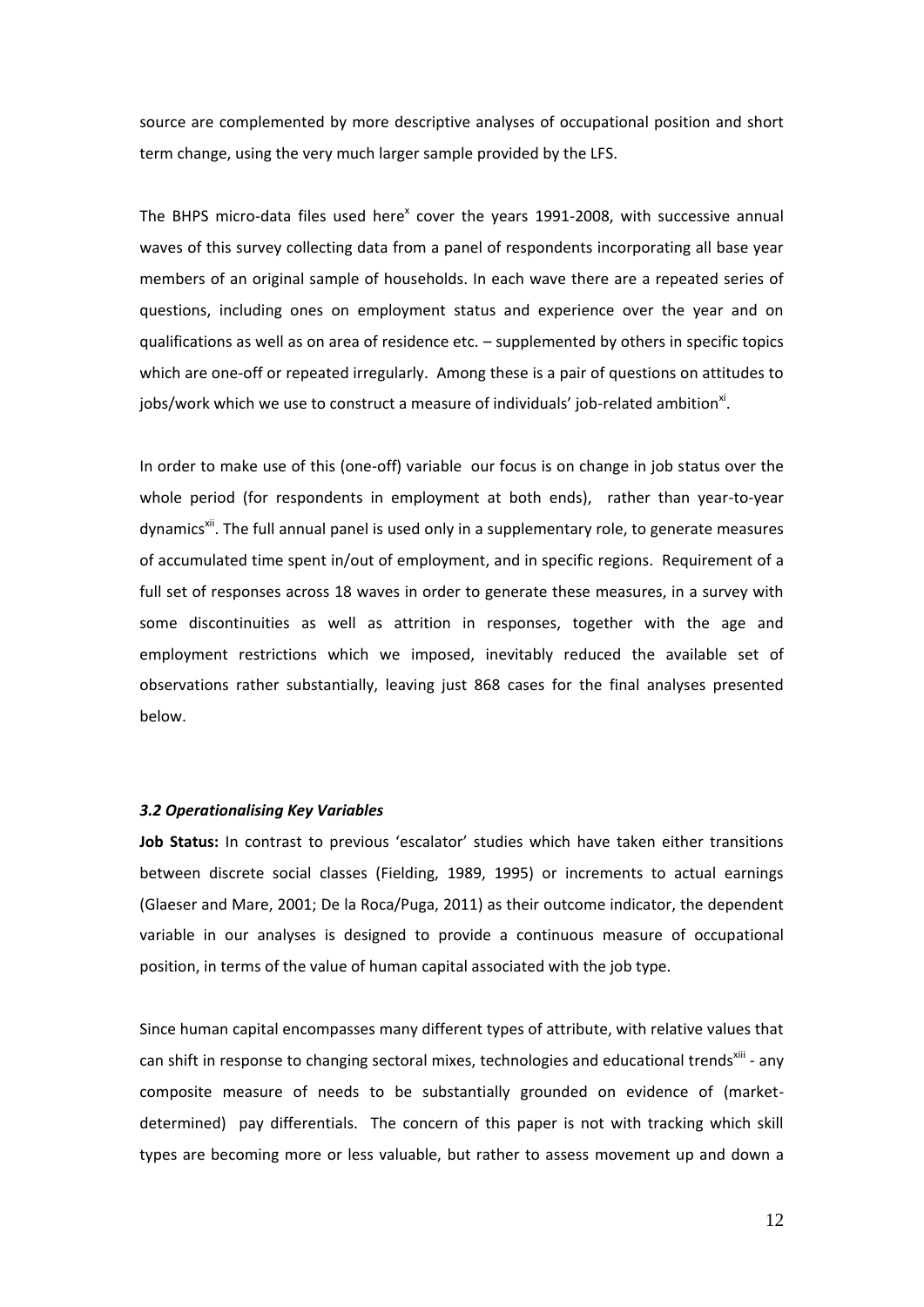source are complemented by more descriptive analyses of occupational position and short term change, using the very much larger sample provided by the LFS.

The BHPS micro-data files used here[x] cover the years 1991-2008, with successive annual waves of this survey collecting data from a panel of respondents incorporating all base year members of an original sample of households. In each wave there are a repeated series of questions, including ones on employment status and experience over the year and on qualifications as well as on area of residence etc. – supplemented by others in specific topics which are one-off or repeated irregularly. Among these is a pair of questions on attitudes to jobs/work which we use to construct a measure of individuals' job-related ambition[xi].

In order to make use of this (one-off) variable our focus is on change in job status over the whole period (for respondents in employment at both ends), rather than year-to-year dynamics[xii]. The full annual panel is used only in a supplementary role, to generate measures of accumulated time spent in/out of employment, and in specific regions. Requirement of a full set of responses across 18 waves in order to generate these measures, in a survey with some discontinuities as well as attrition in responses, together with the age and employment restrictions which we imposed, inevitably reduced the available set of observations rather substantially, leaving just 868 cases for the final analyses presented below.

### *3.2 Operationalising Key Variables*

**Job Status:** In contrast to previous 'escalator' studies which have taken either transitions between discrete social classes (Fielding, 1989, 1995) or increments to actual earnings (Glaeser and Mare, 2001; De la Roca/Puga, 2011) as their outcome indicator, the dependent variable in our analyses is designed to provide a continuous measure of occupational position, in terms of the value of human capital associated with the job type.

Since human capital encompasses many different types of attribute, with relative values that can shift in response to changing sectoral mixes, technologies and educational trends[xiii] - any composite measure of needs to be substantially grounded on evidence of (market-determined) pay differentials. The concern of this paper is not with tracking which skill types are becoming more or less valuable, but rather to assess movement up and down a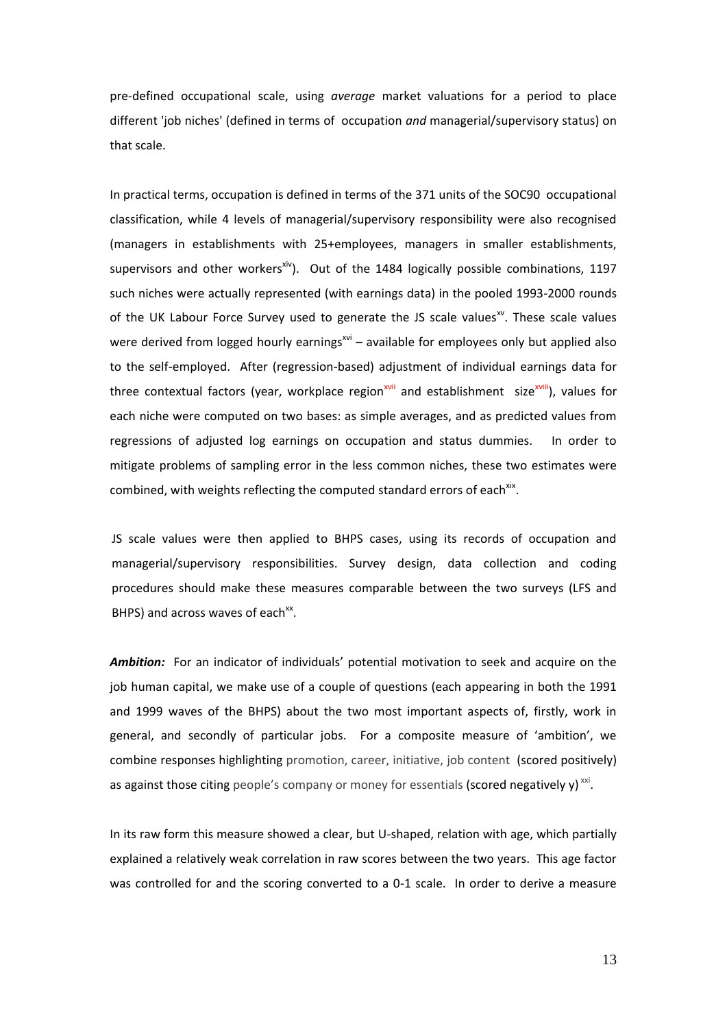pre-defined occupational scale, using *average* market valuations for a period to place different 'job niches' (defined in terms of occupation *and* managerial/supervisory status) on that scale.

In practical terms, occupation is defined in terms of the 371 units of the SOC90 occupational classification, while 4 levels of managerial/supervisory responsibility were also recognised (managers in establishments with 25+employees, managers in smaller establishments, supervisors and other workers[xiv]). Out of the 1484 logically possible combinations, 1197 such niches were actually represented (with earnings data) in the pooled 1993-2000 rounds of the UK Labour Force Survey used to generate the JS scale values[xv]. These scale values were derived from logged hourly earnings[xvi] – available for employees only but applied also to the self-employed. After (regression-based) adjustment of individual earnings data for three contextual factors (year, workplace region[xvii] and establishment size[xviii]), values for each niche were computed on two bases: as simple averages, and as predicted values from regressions of adjusted log earnings on occupation and status dummies. In order to mitigate problems of sampling error in the less common niches, these two estimates were combined, with weights reflecting the computed standard errors of each[xix].

JS scale values were then applied to BHPS cases, using its records of occupation and managerial/supervisory responsibilities. Survey design, data collection and coding procedures should make these measures comparable between the two surveys (LFS and BHPS) and across waves of each[xx].

***Ambition:*** For an indicator of individuals' potential motivation to seek and acquire on the job human capital, we make use of a couple of questions (each appearing in both the 1991 and 1999 waves of the BHPS) about the two most important aspects of, firstly, work in general, and secondly of particular jobs. For a composite measure of 'ambition', we combine responses highlighting promotion, career, initiative, job content (scored positively) as against those citing people's company or money for essentials (scored negatively y) [xxi].

In its raw form this measure showed a clear, but U-shaped, relation with age, which partially explained a relatively weak correlation in raw scores between the two years. This age factor was controlled for and the scoring converted to a 0-1 scale. In order to derive a measure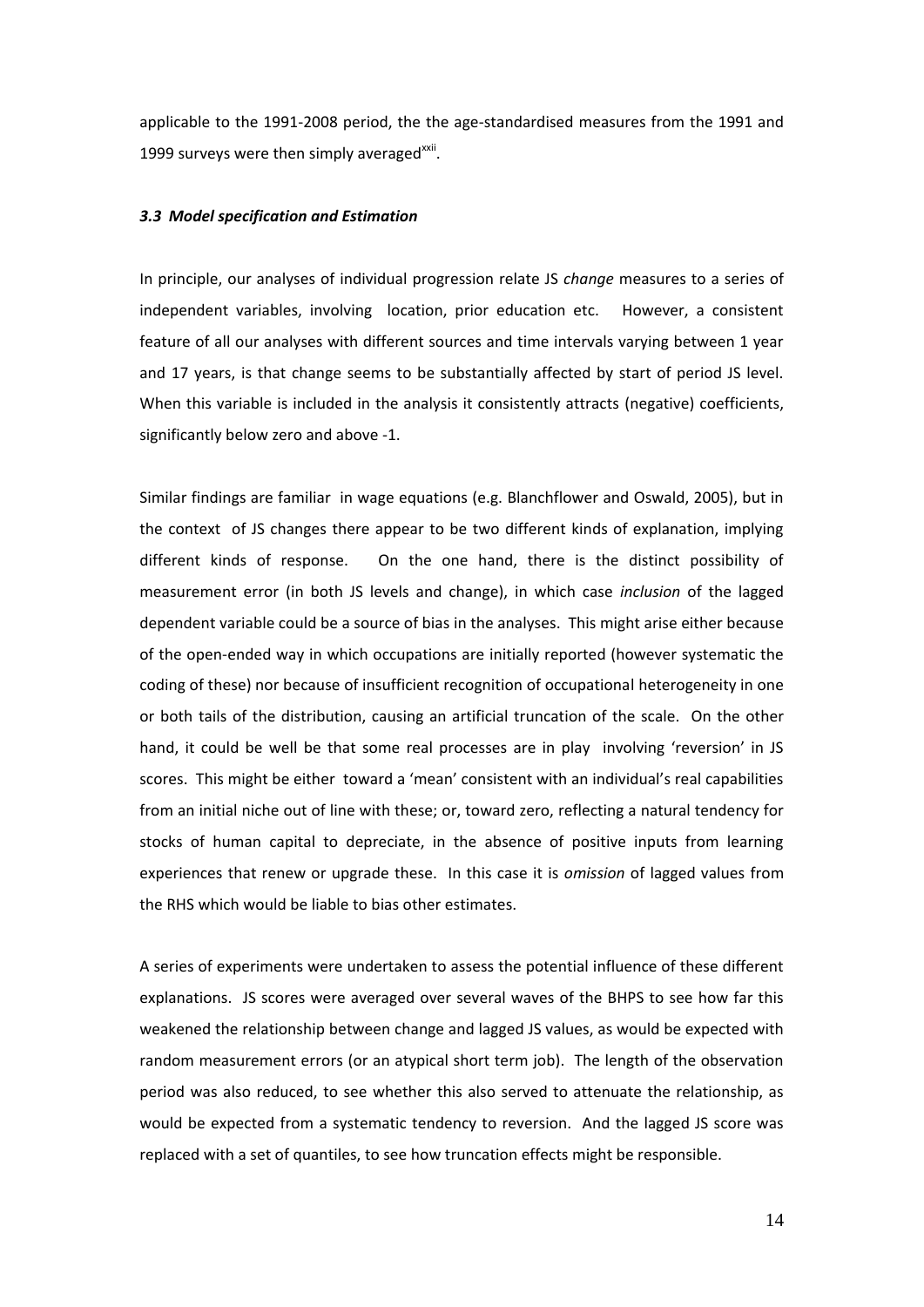applicable to the 1991-2008 period, the the age-standardised measures from the 1991 and 1999 surveys were then simply averaged[xxii].

### *3.3 Model specification and Estimation*

In principle, our analyses of individual progression relate JS *change* measures to a series of independent variables, involving location, prior education etc. However, a consistent feature of all our analyses with different sources and time intervals varying between 1 year and 17 years, is that change seems to be substantially affected by start of period JS level. When this variable is included in the analysis it consistently attracts (negative) coefficients, significantly below zero and above -1.

Similar findings are familiar in wage equations (e.g. Blanchflower and Oswald, 2005), but in the context of JS changes there appear to be two different kinds of explanation, implying different kinds of response. On the one hand, there is the distinct possibility of measurement error (in both JS levels and change), in which case *inclusion* of the lagged dependent variable could be a source of bias in the analyses. This might arise either because of the open-ended way in which occupations are initially reported (however systematic the coding of these) nor because of insufficient recognition of occupational heterogeneity in one or both tails of the distribution, causing an artificial truncation of the scale. On the other hand, it could be well be that some real processes are in play involving 'reversion' in JS scores. This might be either toward a 'mean' consistent with an individual's real capabilities from an initial niche out of line with these; or, toward zero, reflecting a natural tendency for stocks of human capital to depreciate, in the absence of positive inputs from learning experiences that renew or upgrade these. In this case it is *omission* of lagged values from the RHS which would be liable to bias other estimates.

A series of experiments were undertaken to assess the potential influence of these different explanations. JS scores were averaged over several waves of the BHPS to see how far this weakened the relationship between change and lagged JS values, as would be expected with random measurement errors (or an atypical short term job). The length of the observation period was also reduced, to see whether this also served to attenuate the relationship, as would be expected from a systematic tendency to reversion. And the lagged JS score was replaced with a set of quantiles, to see how truncation effects might be responsible.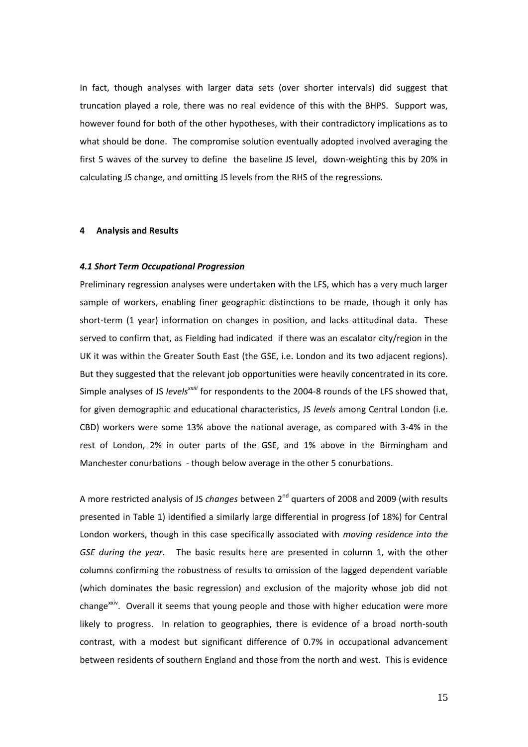In fact, though analyses with larger data sets (over shorter intervals) did suggest that truncation played a role, there was no real evidence of this with the BHPS. Support was, however found for both of the other hypotheses, with their contradictory implications as to what should be done. The compromise solution eventually adopted involved averaging the first 5 waves of the survey to define the baseline JS level, down-weighting this by 20% in calculating JS change, and omitting JS levels from the RHS of the regressions.

## 4 Analysis and Results

### *4.1 Short Term Occupational Progression*

Preliminary regression analyses were undertaken with the LFS, which has a very much larger sample of workers, enabling finer geographic distinctions to be made, though it only has short-term (1 year) information on changes in position, and lacks attitudinal data. These served to confirm that, as Fielding had indicated if there was an escalator city/region in the UK it was within the Greater South East (the GSE, i.e. London and its two adjacent regions). But they suggested that the relevant job opportunities were heavily concentrated in its core. Simple analyses of JS *levels*[xxiii] for respondents to the 2004-8 rounds of the LFS showed that, for given demographic and educational characteristics, JS *levels* among Central London (i.e. CBD) workers were some 13% above the national average, as compared with 3-4% in the rest of London, 2% in outer parts of the GSE, and 1% above in the Birmingham and Manchester conurbations - though below average in the other 5 conurbations.

A more restricted analysis of JS *changes* between 2nd quarters of 2008 and 2009 (with results presented in Table 1) identified a similarly large differential in progress (of 18%) for Central London workers, though in this case specifically associated with *moving residence into the GSE during the year*. The basic results here are presented in column 1, with the other columns confirming the robustness of results to omission of the lagged dependent variable (which dominates the basic regression) and exclusion of the majority whose job did not change[xxiv]. Overall it seems that young people and those with higher education were more likely to progress. In relation to geographies, there is evidence of a broad north-south contrast, with a modest but significant difference of 0.7% in occupational advancement between residents of southern England and those from the north and west. This is evidence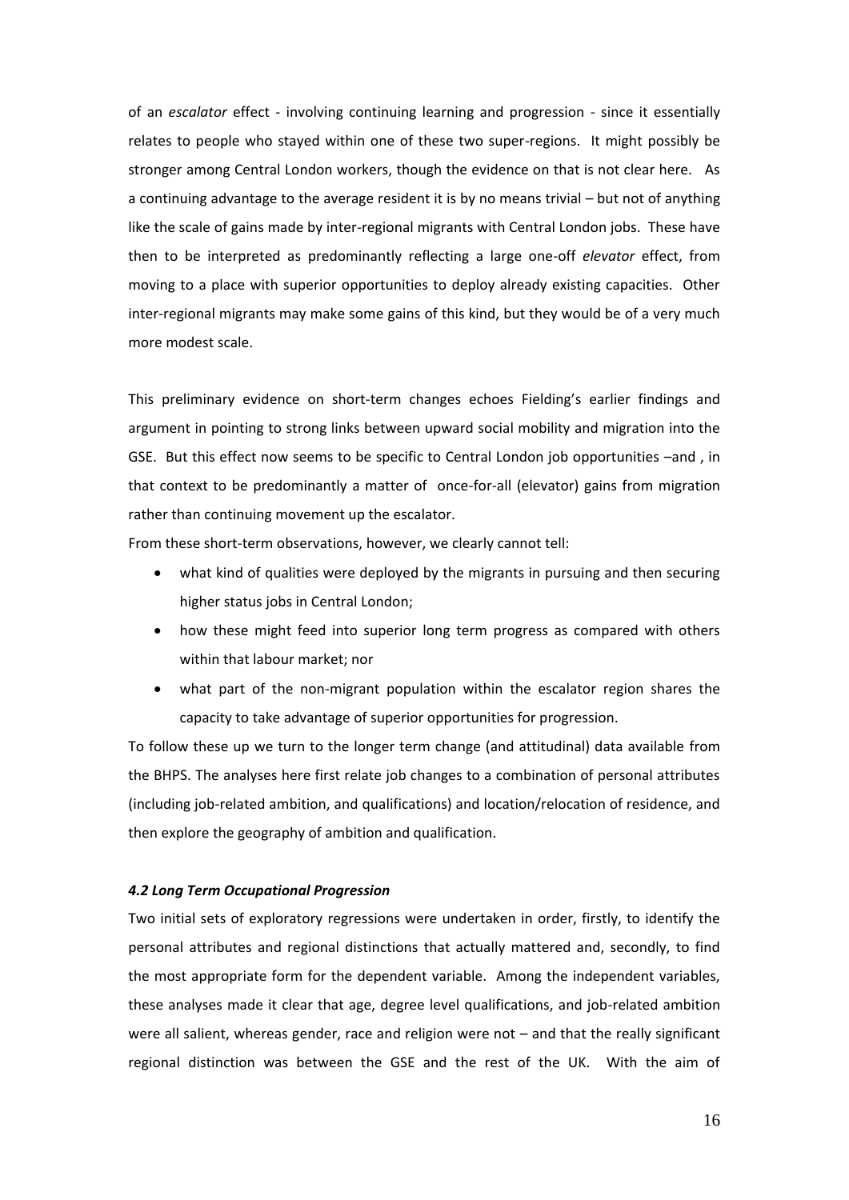of an *escalator* effect - involving continuing learning and progression - since it essentially relates to people who stayed within one of these two super-regions. It might possibly be stronger among Central London workers, though the evidence on that is not clear here. As a continuing advantage to the average resident it is by no means trivial – but not of anything like the scale of gains made by inter-regional migrants with Central London jobs. These have then to be interpreted as predominantly reflecting a large one-off *elevator* effect, from moving to a place with superior opportunities to deploy already existing capacities. Other inter-regional migrants may make some gains of this kind, but they would be of a very much more modest scale.

This preliminary evidence on short-term changes echoes Fielding's earlier findings and argument in pointing to strong links between upward social mobility and migration into the GSE. But this effect now seems to be specific to Central London job opportunities –and , in that context to be predominantly a matter of once-for-all (elevator) gains from migration rather than continuing movement up the escalator.

From these short-term observations, however, we clearly cannot tell:

- what kind of qualities were deployed by the migrants in pursuing and then securing higher status jobs in Central London;
- how these might feed into superior long term progress as compared with others within that labour market; nor
- what part of the non-migrant population within the escalator region shares the capacity to take advantage of superior opportunities for progression.

To follow these up we turn to the longer term change (and attitudinal) data available from the BHPS. The analyses here first relate job changes to a combination of personal attributes (including job-related ambition, and qualifications) and location/relocation of residence, and then explore the geography of ambition and qualification.

#### *4.2 Long Term Occupational Progression*

Two initial sets of exploratory regressions were undertaken in order, firstly, to identify the personal attributes and regional distinctions that actually mattered and, secondly, to find the most appropriate form for the dependent variable. Among the independent variables, these analyses made it clear that age, degree level qualifications, and job-related ambition were all salient, whereas gender, race and religion were not – and that the really significant regional distinction was between the GSE and the rest of the UK. With the aim of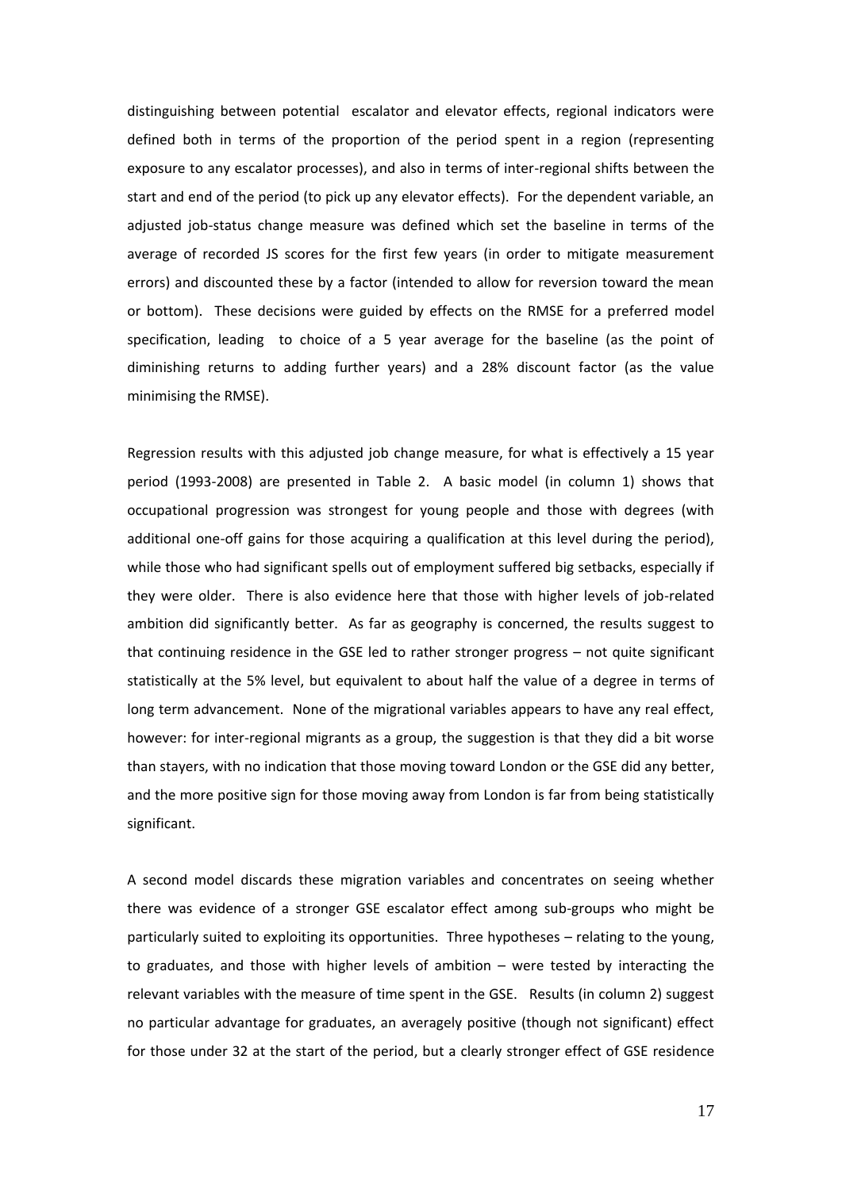distinguishing between potential escalator and elevator effects, regional indicators were defined both in terms of the proportion of the period spent in a region (representing exposure to any escalator processes), and also in terms of inter-regional shifts between the start and end of the period (to pick up any elevator effects). For the dependent variable, an adjusted job-status change measure was defined which set the baseline in terms of the average of recorded JS scores for the first few years (in order to mitigate measurement errors) and discounted these by a factor (intended to allow for reversion toward the mean or bottom). These decisions were guided by effects on the RMSE for a preferred model specification, leading to choice of a 5 year average for the baseline (as the point of diminishing returns to adding further years) and a 28% discount factor (as the value minimising the RMSE).

Regression results with this adjusted job change measure, for what is effectively a 15 year period (1993-2008) are presented in Table 2. A basic model (in column 1) shows that occupational progression was strongest for young people and those with degrees (with additional one-off gains for those acquiring a qualification at this level during the period), while those who had significant spells out of employment suffered big setbacks, especially if they were older. There is also evidence here that those with higher levels of job-related ambition did significantly better. As far as geography is concerned, the results suggest to that continuing residence in the GSE led to rather stronger progress – not quite significant statistically at the 5% level, but equivalent to about half the value of a degree in terms of long term advancement. None of the migrational variables appears to have any real effect, however: for inter-regional migrants as a group, the suggestion is that they did a bit worse than stayers, with no indication that those moving toward London or the GSE did any better, and the more positive sign for those moving away from London is far from being statistically significant.

A second model discards these migration variables and concentrates on seeing whether there was evidence of a stronger GSE escalator effect among sub-groups who might be particularly suited to exploiting its opportunities. Three hypotheses – relating to the young, to graduates, and those with higher levels of ambition – were tested by interacting the relevant variables with the measure of time spent in the GSE. Results (in column 2) suggest no particular advantage for graduates, an averagely positive (though not significant) effect for those under 32 at the start of the period, but a clearly stronger effect of GSE residence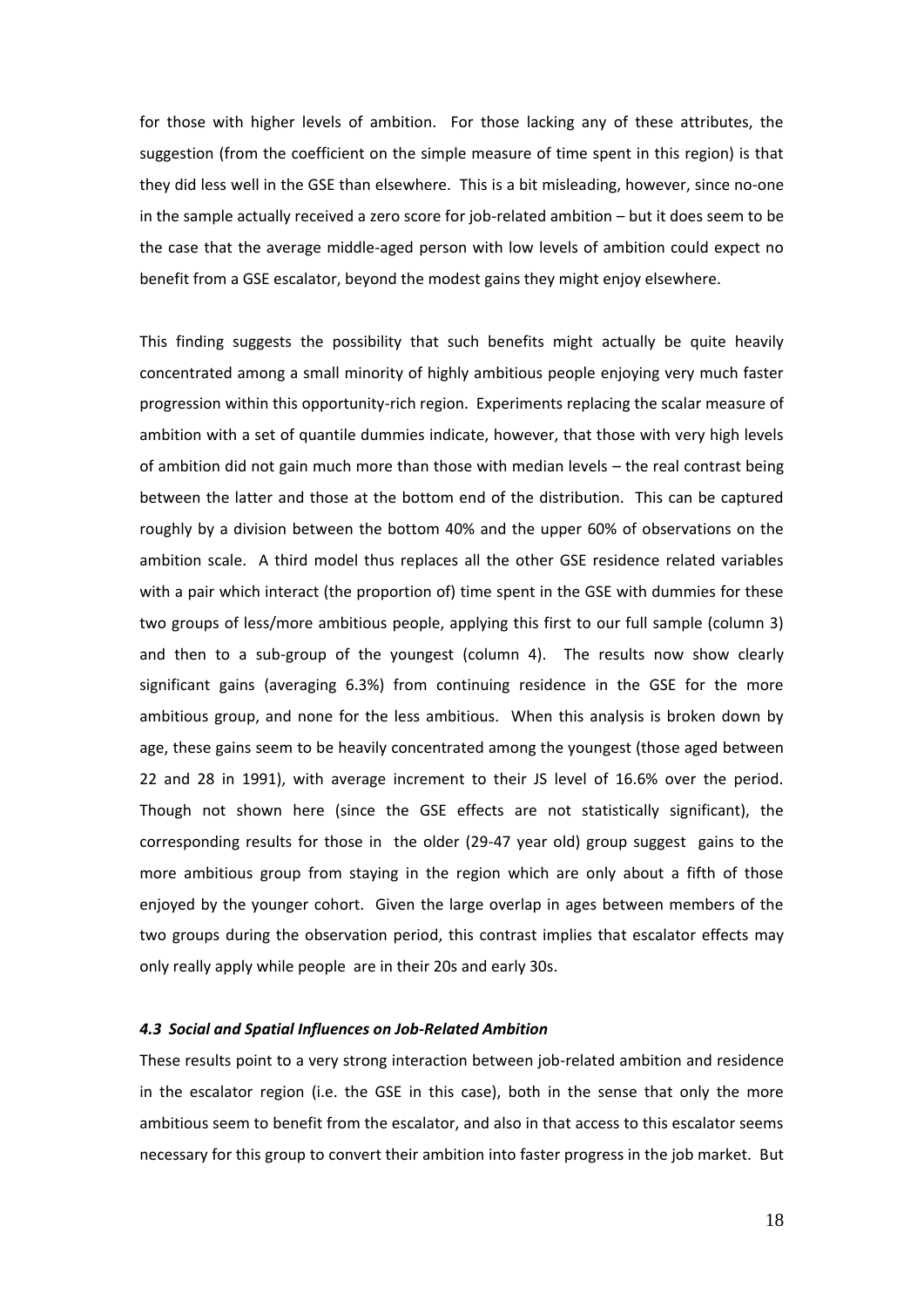for those with higher levels of ambition. For those lacking any of these attributes, the suggestion (from the coefficient on the simple measure of time spent in this region) is that they did less well in the GSE than elsewhere. This is a bit misleading, however, since no-one in the sample actually received a zero score for job-related ambition – but it does seem to be the case that the average middle-aged person with low levels of ambition could expect no benefit from a GSE escalator, beyond the modest gains they might enjoy elsewhere.

This finding suggests the possibility that such benefits might actually be quite heavily concentrated among a small minority of highly ambitious people enjoying very much faster progression within this opportunity-rich region. Experiments replacing the scalar measure of ambition with a set of quantile dummies indicate, however, that those with very high levels of ambition did not gain much more than those with median levels – the real contrast being between the latter and those at the bottom end of the distribution. This can be captured roughly by a division between the bottom 40% and the upper 60% of observations on the ambition scale. A third model thus replaces all the other GSE residence related variables with a pair which interact (the proportion of) time spent in the GSE with dummies for these two groups of less/more ambitious people, applying this first to our full sample (column 3) and then to a sub-group of the youngest (column 4). The results now show clearly significant gains (averaging 6.3%) from continuing residence in the GSE for the more ambitious group, and none for the less ambitious. When this analysis is broken down by age, these gains seem to be heavily concentrated among the youngest (those aged between 22 and 28 in 1991), with average increment to their JS level of 16.6% over the period. Though not shown here (since the GSE effects are not statistically significant), the corresponding results for those in the older (29-47 year old) group suggest gains to the more ambitious group from staying in the region which are only about a fifth of those enjoyed by the younger cohort. Given the large overlap in ages between members of the two groups during the observation period, this contrast implies that escalator effects may only really apply while people are in their 20s and early 30s.

#### *4.3 Social and Spatial Influences on Job-Related Ambition*

These results point to a very strong interaction between job-related ambition and residence in the escalator region (i.e. the GSE in this case), both in the sense that only the more ambitious seem to benefit from the escalator, and also in that access to this escalator seems necessary for this group to convert their ambition into faster progress in the job market. But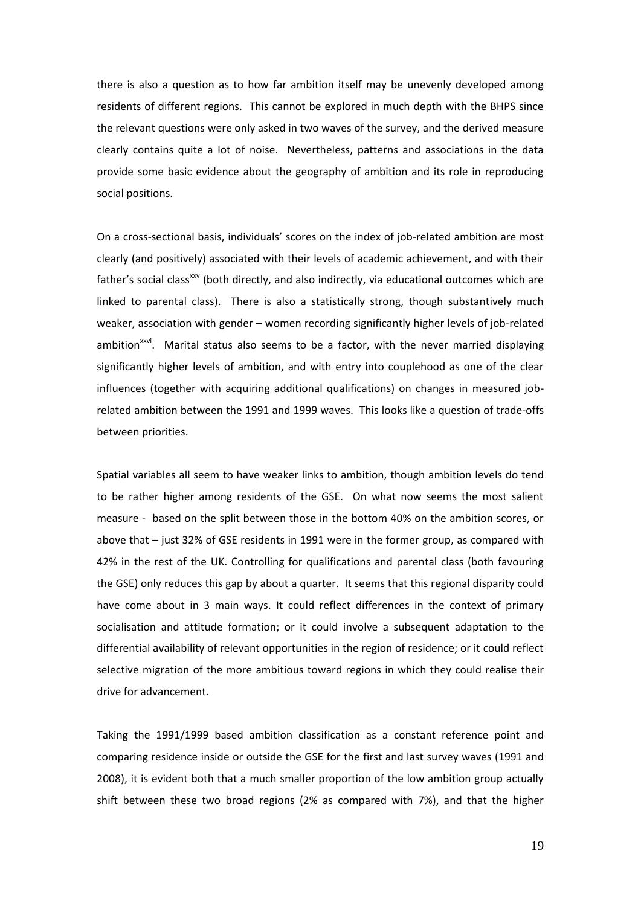there is also a question as to how far ambition itself may be unevenly developed among residents of different regions. This cannot be explored in much depth with the BHPS since the relevant questions were only asked in two waves of the survey, and the derived measure clearly contains quite a lot of noise. Nevertheless, patterns and associations in the data provide some basic evidence about the geography of ambition and its role in reproducing social positions.

On a cross-sectional basis, individuals' scores on the index of job-related ambition are most clearly (and positively) associated with their levels of academic achievement, and with their father's social class[xxv] (both directly, and also indirectly, via educational outcomes which are linked to parental class). There is also a statistically strong, though substantively much weaker, association with gender – women recording significantly higher levels of job-related ambition[xxvi]. Marital status also seems to be a factor, with the never married displaying significantly higher levels of ambition, and with entry into couplehood as one of the clear influences (together with acquiring additional qualifications) on changes in measured job-related ambition between the 1991 and 1999 waves. This looks like a question of trade-offs between priorities.

Spatial variables all seem to have weaker links to ambition, though ambition levels do tend to be rather higher among residents of the GSE. On what now seems the most salient measure - based on the split between those in the bottom 40% on the ambition scores, or above that – just 32% of GSE residents in 1991 were in the former group, as compared with 42% in the rest of the UK. Controlling for qualifications and parental class (both favouring the GSE) only reduces this gap by about a quarter. It seems that this regional disparity could have come about in 3 main ways. It could reflect differences in the context of primary socialisation and attitude formation; or it could involve a subsequent adaptation to the differential availability of relevant opportunities in the region of residence; or it could reflect selective migration of the more ambitious toward regions in which they could realise their drive for advancement.

Taking the 1991/1999 based ambition classification as a constant reference point and comparing residence inside or outside the GSE for the first and last survey waves (1991 and 2008), it is evident both that a much smaller proportion of the low ambition group actually shift between these two broad regions (2% as compared with 7%), and that the higher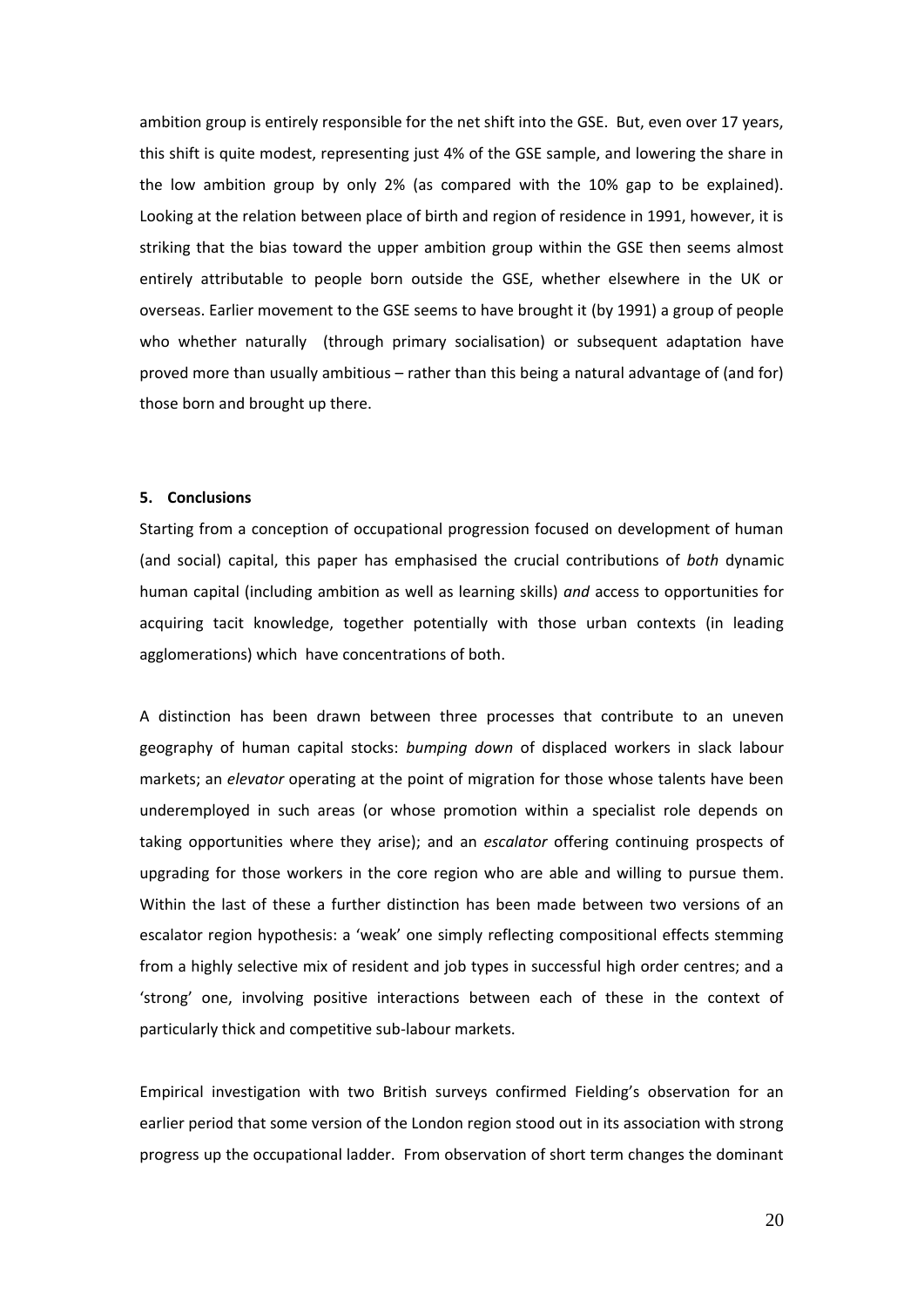ambition group is entirely responsible for the net shift into the GSE. But, even over 17 years, this shift is quite modest, representing just 4% of the GSE sample, and lowering the share in the low ambition group by only 2% (as compared with the 10% gap to be explained). Looking at the relation between place of birth and region of residence in 1991, however, it is striking that the bias toward the upper ambition group within the GSE then seems almost entirely attributable to people born outside the GSE, whether elsewhere in the UK or overseas. Earlier movement to the GSE seems to have brought it (by 1991) a group of people who whether naturally (through primary socialisation) or subsequent adaptation have proved more than usually ambitious – rather than this being a natural advantage of (and for) those born and brought up there.

## 5. Conclusions

Starting from a conception of occupational progression focused on development of human (and social) capital, this paper has emphasised the crucial contributions of *both* dynamic human capital (including ambition as well as learning skills) *and* access to opportunities for acquiring tacit knowledge, together potentially with those urban contexts (in leading agglomerations) which have concentrations of both.

A distinction has been drawn between three processes that contribute to an uneven geography of human capital stocks: *bumping down* of displaced workers in slack labour markets; an *elevator* operating at the point of migration for those whose talents have been underemployed in such areas (or whose promotion within a specialist role depends on taking opportunities where they arise); and an *escalator* offering continuing prospects of upgrading for those workers in the core region who are able and willing to pursue them. Within the last of these a further distinction has been made between two versions of an escalator region hypothesis: a 'weak' one simply reflecting compositional effects stemming from a highly selective mix of resident and job types in successful high order centres; and a 'strong' one, involving positive interactions between each of these in the context of particularly thick and competitive sub-labour markets.

Empirical investigation with two British surveys confirmed Fielding's observation for an earlier period that some version of the London region stood out in its association with strong progress up the occupational ladder. From observation of short term changes the dominant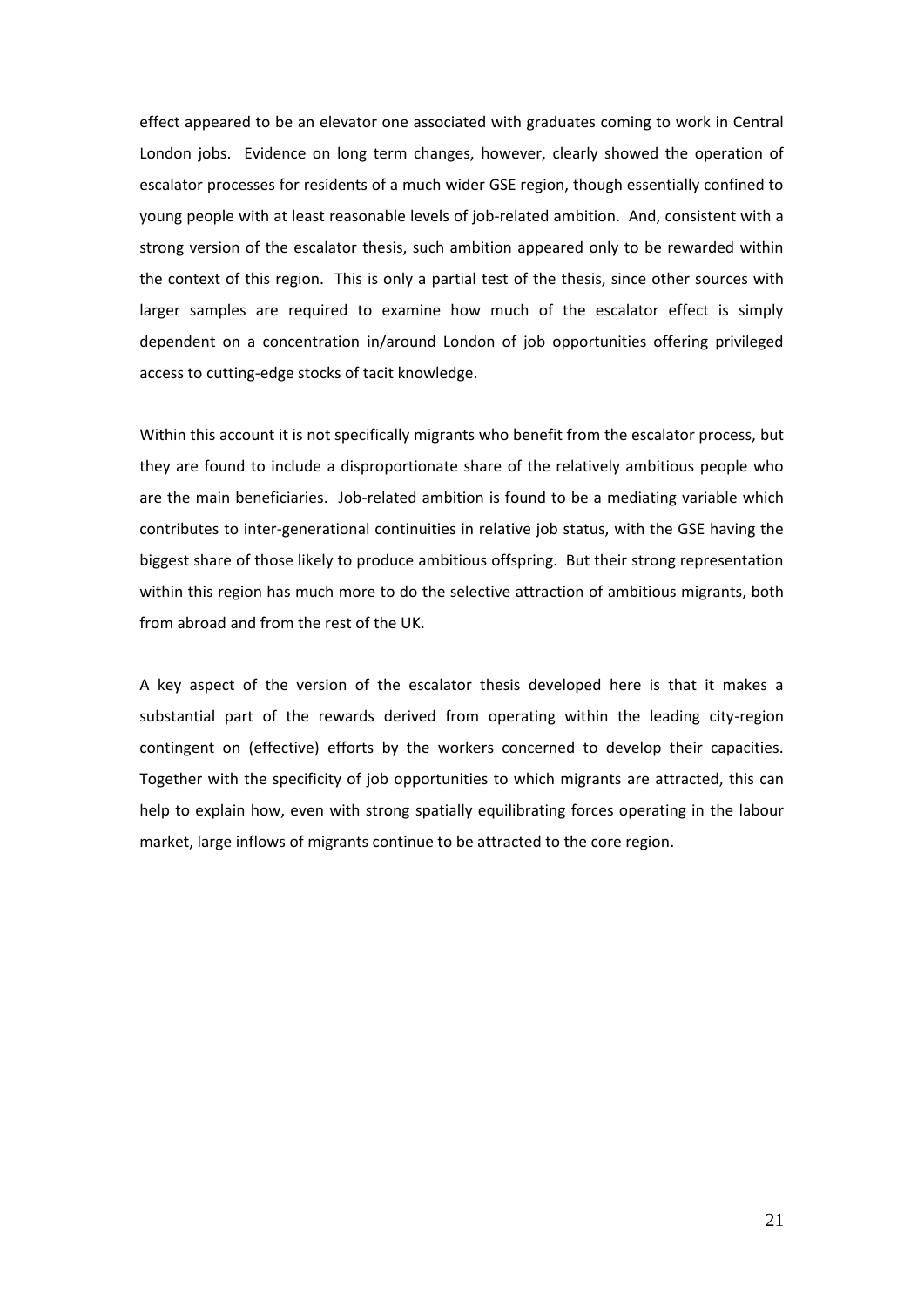effect appeared to be an elevator one associated with graduates coming to work in Central London jobs. Evidence on long term changes, however, clearly showed the operation of escalator processes for residents of a much wider GSE region, though essentially confined to young people with at least reasonable levels of job-related ambition. And, consistent with a strong version of the escalator thesis, such ambition appeared only to be rewarded within the context of this region. This is only a partial test of the thesis, since other sources with larger samples are required to examine how much of the escalator effect is simply dependent on a concentration in/around London of job opportunities offering privileged access to cutting-edge stocks of tacit knowledge.

Within this account it is not specifically migrants who benefit from the escalator process, but they are found to include a disproportionate share of the relatively ambitious people who are the main beneficiaries. Job-related ambition is found to be a mediating variable which contributes to inter-generational continuities in relative job status, with the GSE having the biggest share of those likely to produce ambitious offspring. But their strong representation within this region has much more to do the selective attraction of ambitious migrants, both from abroad and from the rest of the UK.

A key aspect of the version of the escalator thesis developed here is that it makes a substantial part of the rewards derived from operating within the leading city-region contingent on (effective) efforts by the workers concerned to develop their capacities. Together with the specificity of job opportunities to which migrants are attracted, this can help to explain how, even with strong spatially equilibrating forces operating in the labour market, large inflows of migrants continue to be attracted to the core region.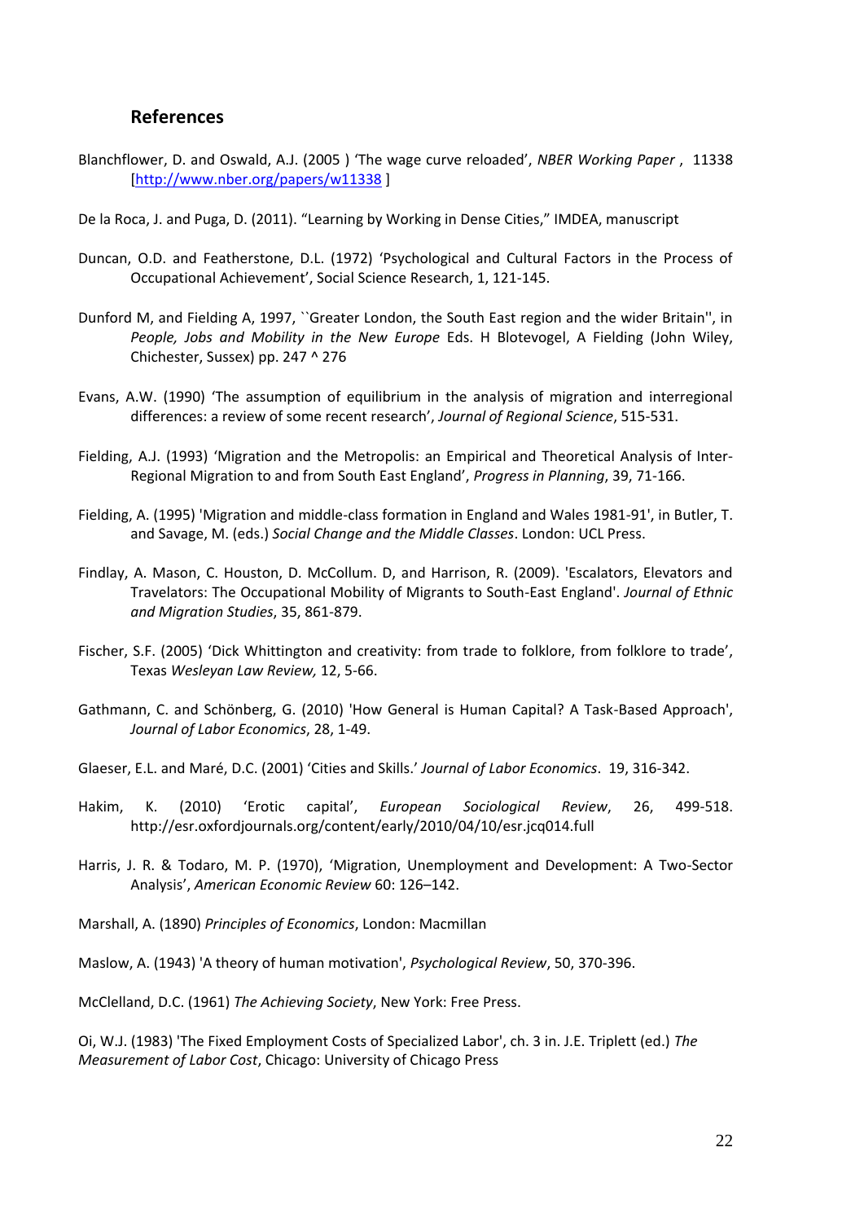## References

Blanchflower, D. and Oswald, A.J. (2005 ) 'The wage curve reloaded', *NBER Working Paper* , 11338 [http://www.nber.org/papers/w11338 ]

De la Roca, J. and Puga, D. (2011). "Learning by Working in Dense Cities," IMDEA, manuscript

Duncan, O.D. and Featherstone, D.L. (1972) 'Psychological and Cultural Factors in the Process of Occupational Achievement', Social Science Research, 1, 121-145.

Dunford M, and Fielding A, 1997, ``Greater London, the South East region and the wider Britain'', in *People, Jobs and Mobility in the New Europe* Eds. H Blotevogel, A Fielding (John Wiley, Chichester, Sussex) pp. 247 ^ 276

Evans, A.W. (1990) 'The assumption of equilibrium in the analysis of migration and interregional differences: a review of some recent research', *Journal of Regional Science*, 515-531.

Fielding, A.J. (1993) 'Migration and the Metropolis: an Empirical and Theoretical Analysis of Inter-Regional Migration to and from South East England', *Progress in Planning*, 39, 71-166.

Fielding, A. (1995) 'Migration and middle-class formation in England and Wales 1981-91', in Butler, T. and Savage, M. (eds.) *Social Change and the Middle Classes*. London: UCL Press.

Findlay, A. Mason, C. Houston, D. McCollum. D, and Harrison, R. (2009). 'Escalators, Elevators and Travelators: The Occupational Mobility of Migrants to South-East England'. *Journal of Ethnic and Migration Studies*, 35, 861-879.

Fischer, S.F. (2005) 'Dick Whittington and creativity: from trade to folklore, from folklore to trade', Texas *Wesleyan Law Review,* 12, 5-66.

Gathmann, C. and Schönberg, G. (2010) 'How General is Human Capital? A Task-Based Approach', *Journal of Labor Economics*, 28, 1-49.

Glaeser, E.L. and Maré, D.C. (2001) 'Cities and Skills.' *Journal of Labor Economics*. 19, 316-342.

Hakim, K. (2010) 'Erotic capital', *European Sociological Review*, 26, 499-518. http://esr.oxfordjournals.org/content/early/2010/04/10/esr.jcq014.full

Harris, J. R. & Todaro, M. P. (1970), 'Migration, Unemployment and Development: A Two-Sector Analysis', *American Economic Review* 60: 126–142.

Marshall, A. (1890) *Principles of Economics*, London: Macmillan

Maslow, A. (1943) 'A theory of human motivation', *Psychological Review*, 50, 370-396.

McClelland, D.C. (1961) *The Achieving Society*, New York: Free Press.

Oi, W.J. (1983) 'The Fixed Employment Costs of Specialized Labor', ch. 3 in. J.E. Triplett (ed.) *The Measurement of Labor Cost*, Chicago: University of Chicago Press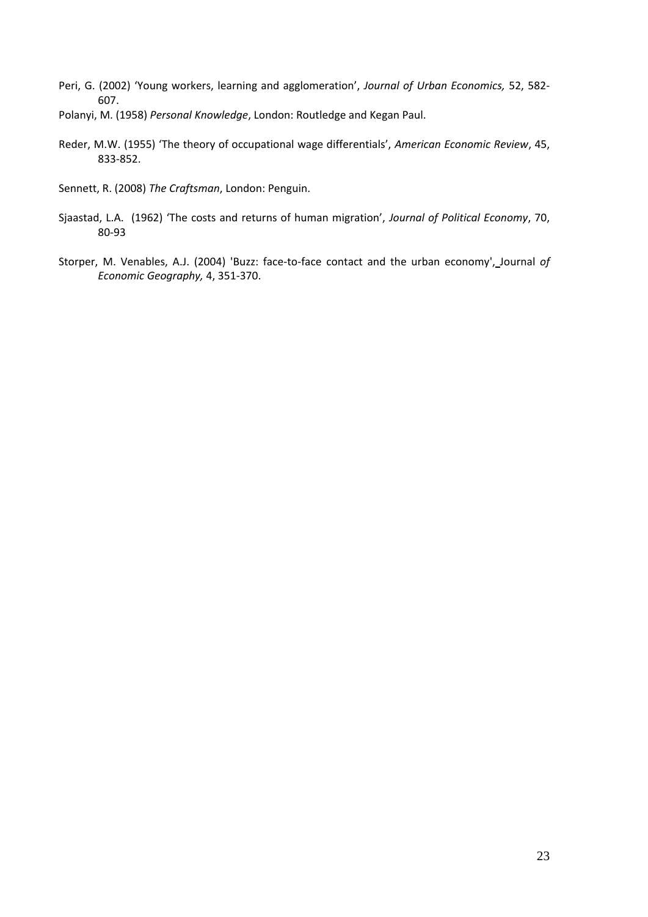Peri, G. (2002) 'Young workers, learning and agglomeration', *Journal of Urban Economics,* 52, 582-607.

Polanyi, M. (1958) *Personal Knowledge*, London: Routledge and Kegan Paul.

Reder, M.W. (1955) 'The theory of occupational wage differentials', *American Economic Review*, 45, 833-852.

Sennett, R. (2008) *The Craftsman*, London: Penguin.

Sjaastad, L.A. (1962) 'The costs and returns of human migration', *Journal of Political Economy*, 70, 80-93

Storper, M. Venables, A.J. (2004) 'Buzz: face-to-face contact and the urban economy', Journal *of Economic Geography,* 4, 351-370.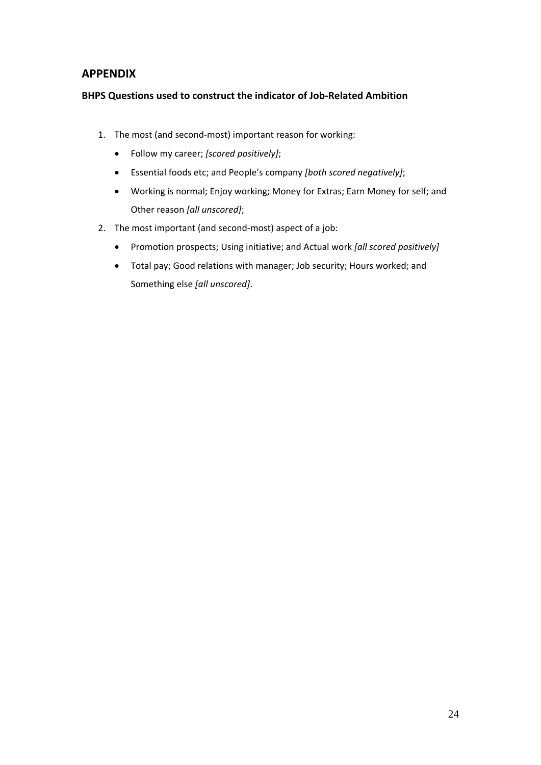## APPENDIX

### BHPS Questions used to construct the indicator of Job-Related Ambition

1. The most (and second-most) important reason for working:
   - Follow my career; *[scored positively]*;
   - Essential foods etc; and People's company *[both scored negatively]*;
   - Working is normal; Enjoy working; Money for Extras; Earn Money for self; and Other reason *[all unscored]*;
2. The most important (and second-most) aspect of a job:
   - Promotion prospects; Using initiative; and Actual work *[all scored positively]*
   - Total pay; Good relations with manager; Job security; Hours worked; and Something else *[all unscored]*.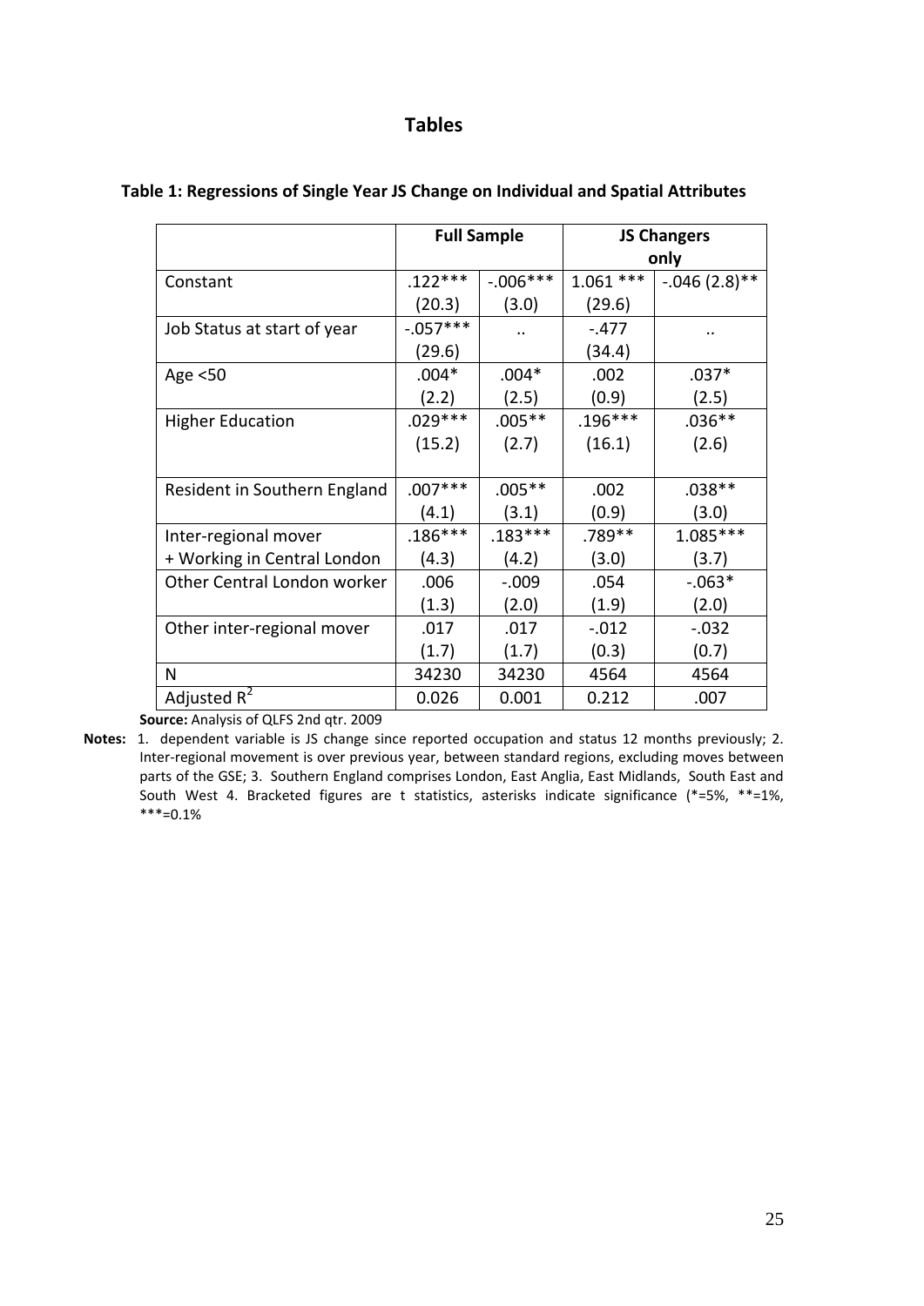## Tables

**Table 1: Regressions of Single Year JS Change on Individual and Spatial Attributes**

| | Full Sample | | JS Changers only | |
|---|---|---|---|---|
| Constant | .122*** (20.3) | -.006*** (3.0) | 1.061 *** (29.6) | -.046 (2.8)** |
| Job Status at start of year | -.057*** (29.6) | .. | -.477 (34.4) | .. |
| Age <50 | .004* (2.2) | .004* (2.5) | .002 (0.9) | .037* (2.5) |
| Higher Education | .029*** (15.2) | .005** (2.7) | .196*** (16.1) | .036** (2.6) |
| Resident in Southern England | .007*** (4.1) | .005** (3.1) | .002 (0.9) | .038** (3.0) |
| Inter-regional mover + Working in Central London | .186*** (4.3) | .183*** (4.2) | .789** (3.0) | 1.085*** (3.7) |
| Other Central London worker | .006 (1.3) | -.009 (2.0) | .054 (1.9) | -.063* (2.0) |
| Other inter-regional mover | .017 (1.7) | .017 (1.7) | -.012 (0.3) | -.032 (0.7) |
| N | 34230 | 34230 | 4564 | 4564 |
| Adjusted $R^2$ | 0.026 | 0.001 | 0.212 | .007 |

**Source:** Analysis of QLFS 2nd qtr. 2009

**Notes:** 1. dependent variable is JS change since reported occupation and status 12 months previously; 2. Inter-regional movement is over previous year, between standard regions, excluding moves between parts of the GSE; 3. Southern England comprises London, East Anglia, East Midlands, South East and South West 4. Bracketed figures are t statistics, asterisks indicate significance (*=5%, **=1%, ***=0.1%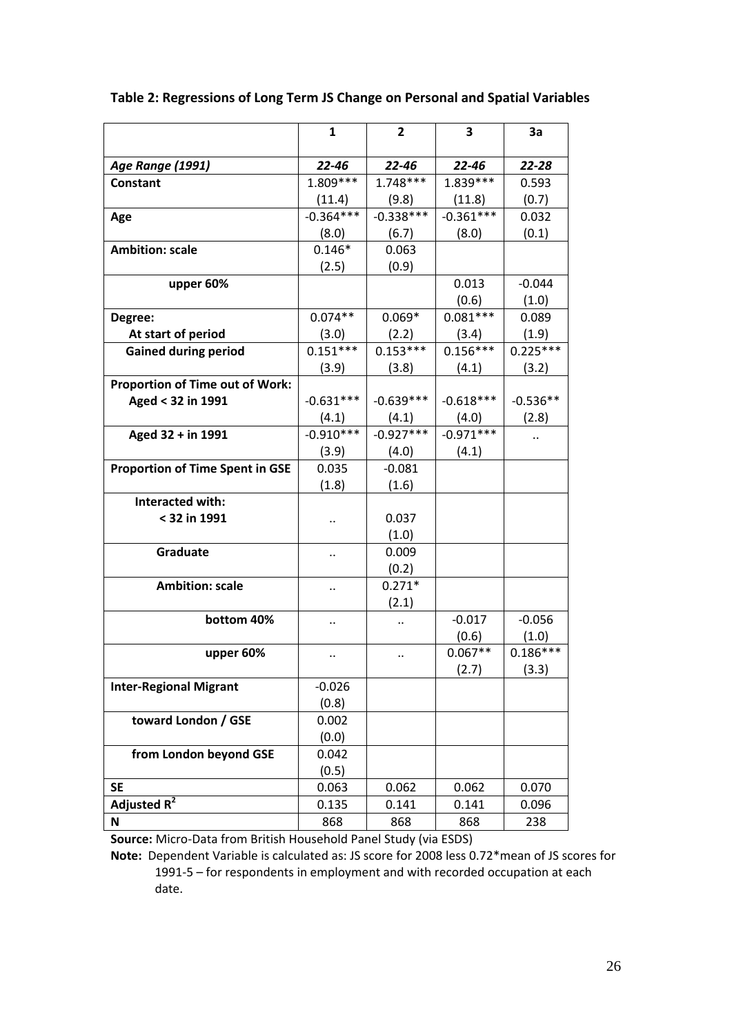**Table 2: Regressions of Long Term JS Change on Personal and Spatial Variables**

| | 1 | 2 | 3 | 3a |
|---|---|---|---|---|
| *Age Range (1991)* | ***22-46*** | ***22-46*** | ***22-46*** | ***22-28*** |
| **Constant** | 1.809*** | 1.748*** | 1.839*** | 0.593 |
| | (11.4) | (9.8) | (11.8) | (0.7) |
| **Age** | -0.364*** | -0.338*** | -0.361*** | 0.032 |
| | (8.0) | (6.7) | (8.0) | (0.1) |
| **Ambition: scale** | 0.146* | 0.063 | | |
| | (2.5) | (0.9) | | |
| **upper 60%** | | | 0.013 | -0.044 |
| | | | (0.6) | (1.0) |
| **Degree:** | | | | |
| **At start of period** | 0.074** | 0.069* | 0.081*** | 0.089 |
| | (3.0) | (2.2) | (3.4) | (1.9) |
| **Gained during period** | 0.151*** | 0.153*** | 0.156*** | 0.225*** |
| | (3.9) | (3.8) | (4.1) | (3.2) |
| **Proportion of Time out of Work:** | | | | |
| **Aged < 32 in 1991** | -0.631*** | -0.639*** | -0.618*** | -0.536** |
| | (4.1) | (4.1) | (4.0) | (2.8) |
| **Aged 32 + in 1991** | -0.910*** | -0.927*** | -0.971*** | .. |
| | (3.9) | (4.0) | (4.1) | |
| **Proportion of Time Spent in GSE** | 0.035 | -0.081 | | |
| | (1.8) | (1.6) | | |
| **Interacted with:** | | | | |
| **< 32 in 1991** | .. | 0.037 | | |
| | | (1.0) | | |
| **Graduate** | .. | 0.009 | | |
| | | (0.2) | | |
| **Ambition: scale** | .. | 0.271* | | |
| | | (2.1) | | |
| **bottom 40%** | .. | .. | -0.017 | -0.056 |
| | | | (0.6) | (1.0) |
| **upper 60%** | .. | .. | 0.067** | 0.186*** |
| | | | (2.7) | (3.3) |
| **Inter-Regional Migrant** | -0.026 | | | |
| | (0.8) | | | |
| **toward London / GSE** | 0.002 | | | |
| | (0.0) | | | |
| **from London beyond GSE** | 0.042 | | | |
| | (0.5) | | | |
| **SE** | 0.063 | 0.062 | 0.062 | 0.070 |
| **Adjusted $R^2$** | 0.135 | 0.141 | 0.141 | 0.096 |
| **N** | 868 | 868 | 868 | 238 |

**Source:** Micro-Data from British Household Panel Study (via ESDS)

**Note:** Dependent Variable is calculated as: JS score for 2008 less 0.72*mean of JS scores for 1991-5 – for respondents in employment and with recorded occupation at each date.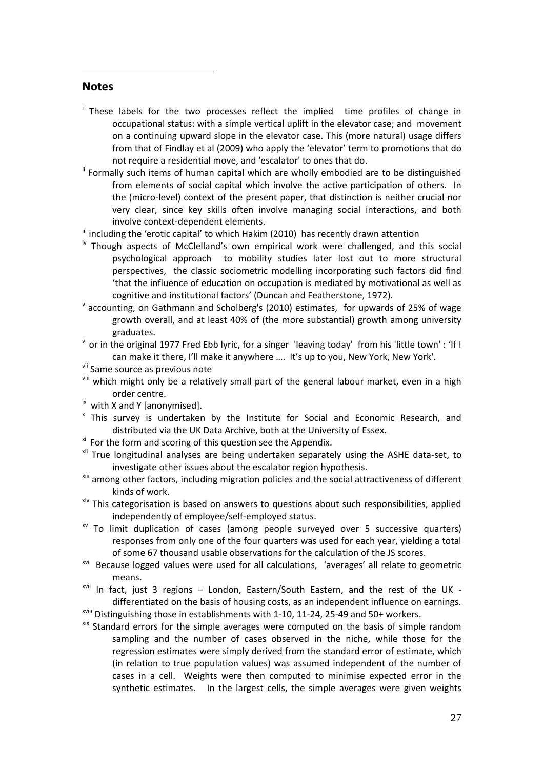## Notes

[i] These labels for the two processes reflect the implied time profiles of change in occupational status: with a simple vertical uplift in the elevator case; and movement on a continuing upward slope in the elevator case. This (more natural) usage differs from that of Findlay et al (2009) who apply the 'elevator' term to promotions that do not require a residential move, and 'escalator' to ones that do.

[ii] Formally such items of human capital which are wholly embodied are to be distinguished from elements of social capital which involve the active participation of others. In the (micro-level) context of the present paper, that distinction is neither crucial nor very clear, since key skills often involve managing social interactions, and both involve context-dependent elements.

[iii] including the 'erotic capital' to which Hakim (2010) has recently drawn attention

[iv] Though aspects of McClelland's own empirical work were challenged, and this social psychological approach to mobility studies later lost out to more structural perspectives, the classic sociometric modelling incorporating such factors did find 'that the influence of education on occupation is mediated by motivational as well as cognitive and institutional factors' (Duncan and Featherstone, 1972).

[v] accounting, on Gathmann and Scholberg's (2010) estimates, for upwards of 25% of wage growth overall, and at least 40% of (the more substantial) growth among university graduates.

[vi] or in the original 1977 Fred Ebb lyric, for a singer 'leaving today' from his 'little town' : 'If I can make it there, I'll make it anywhere …. It's up to you, New York, New York'.

[vii] Same source as previous note

[viii] which might only be a relatively small part of the general labour market, even in a high order centre.

[ix] with X and Y [anonymised].

[x] This survey is undertaken by the Institute for Social and Economic Research, and distributed via the UK Data Archive, both at the University of Essex.

[xi] For the form and scoring of this question see the Appendix.

[xii] True longitudinal analyses are being undertaken separately using the ASHE data-set, to investigate other issues about the escalator region hypothesis.

[xiii] among other factors, including migration policies and the social attractiveness of different kinds of work.

[xiv] This categorisation is based on answers to questions about such responsibilities, applied independently of employee/self-employed status.

[xv] To limit duplication of cases (among people surveyed over 5 successive quarters) responses from only one of the four quarters was used for each year, yielding a total of some 67 thousand usable observations for the calculation of the JS scores.

[xvi] Because logged values were used for all calculations, 'averages' all relate to geometric means.

[xvii] In fact, just 3 regions – London, Eastern/South Eastern, and the rest of the UK - differentiated on the basis of housing costs, as an independent influence on earnings.

[xviii] Distinguishing those in establishments with 1-10, 11-24, 25-49 and 50+ workers.

[xix] Standard errors for the simple averages were computed on the basis of simple random sampling and the number of cases observed in the niche, while those for the regression estimates were simply derived from the standard error of estimate, which (in relation to true population values) was assumed independent of the number of cases in a cell. Weights were then computed to minimise expected error in the synthetic estimates. In the largest cells, the simple averages were given weights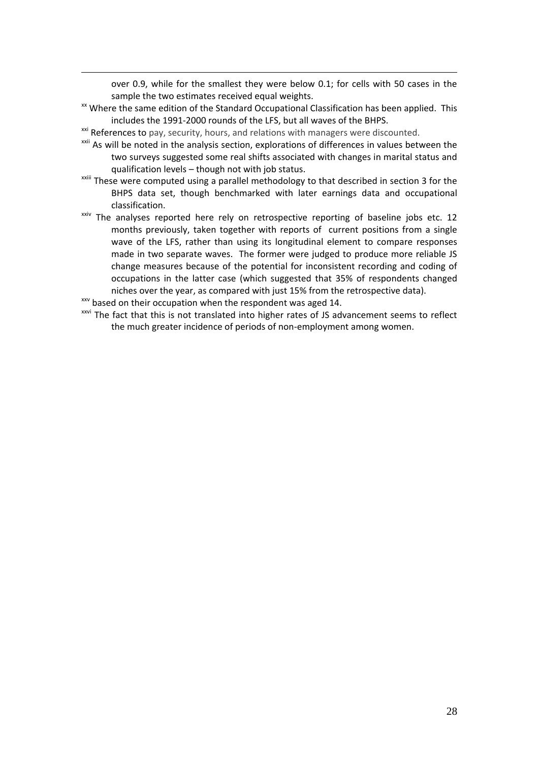over 0.9, while for the smallest they were below 0.1; for cells with 50 cases in the sample the two estimates received equal weights.

[xx] Where the same edition of the Standard Occupational Classification has been applied. This includes the 1991-2000 rounds of the LFS, but all waves of the BHPS.

[xxi] References to pay, security, hours, and relations with managers were discounted.

[xxii] As will be noted in the analysis section, explorations of differences in values between the two surveys suggested some real shifts associated with changes in marital status and qualification levels – though not with job status.

[xxiii] These were computed using a parallel methodology to that described in section 3 for the BHPS data set, though benchmarked with later earnings data and occupational classification.

[xxiv] The analyses reported here rely on retrospective reporting of baseline jobs etc. 12 months previously, taken together with reports of current positions from a single wave of the LFS, rather than using its longitudinal element to compare responses made in two separate waves. The former were judged to produce more reliable JS change measures because of the potential for inconsistent recording and coding of occupations in the latter case (which suggested that 35% of respondents changed niches over the year, as compared with just 15% from the retrospective data).

[xxv] based on their occupation when the respondent was aged 14.

[xxvi] The fact that this is not translated into higher rates of JS advancement seems to reflect the much greater incidence of periods of non-employment among women.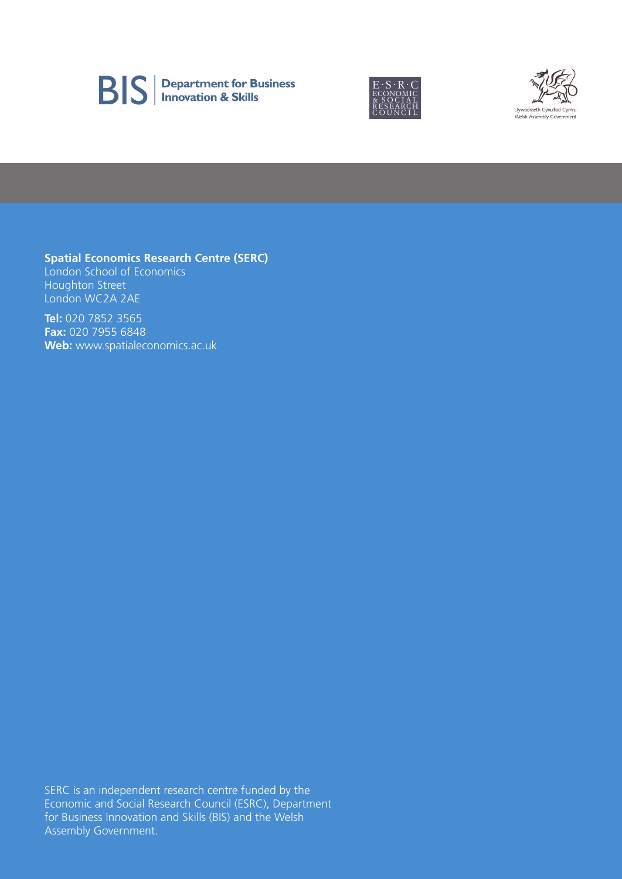BIS | Department for Business Innovation & Skills

E·S·R·C ECONOMIC & SOCIAL RESEARCH COUNCIL

Llywodraeth Cynulliad Cymru
Welsh Assembly Government

**Spatial Economics Research Centre (SERC)**
London School of Economics
Houghton Street
London WC2A 2AE

**Tel:** 020 7852 3565
**Fax:** 020 7955 6848
**Web:** www.spatialeconomics.ac.uk

SERC is an independent research centre funded by the Economic and Social Research Council (ESRC), Department for Business Innovation and Skills (BIS) and the Welsh Assembly Government.